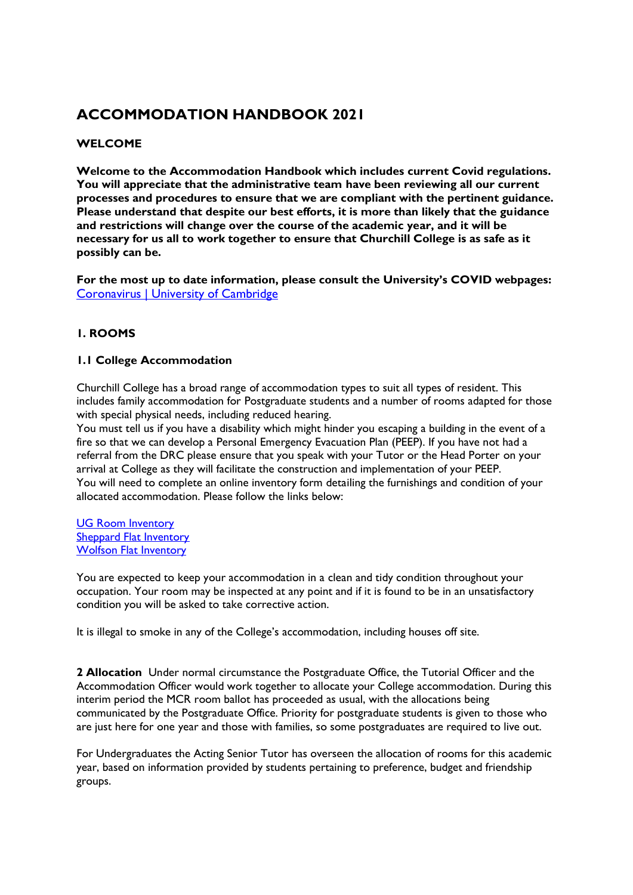# ACCOMMODATION HANDBOOK 2021

## WELCOME

**Welcome to the Accommodation Handbook which includes current Covid regulations. You will appreciate that the administrative team have been reviewing all our current processes and procedures to ensure that we are compliant with the pertinent guidance. Please understand that despite our best efforts, it is more than likely that the guidance and restrictions will change over the course of the academic year, and it will be necessary for us all to work together to ensure that Churchill College is as safe as it possibly can be.**

**For the most up to date information, please consult the University's COVID webpages:** [Coronavirus | University of Cambridge]

## 1. ROOMS

### 1.1 College Accommodation

Churchill College has a broad range of accommodation types to suit all types of resident. This includes family accommodation for Postgraduate students and a number of rooms adapted for those with special physical needs, including reduced hearing.
You must tell us if you have a disability which might hinder you escaping a building in the event of a fire so that we can develop a Personal Emergency Evacuation Plan (PEEP). If you have not had a referral from the DRC please ensure that you speak with your Tutor or the Head Porter on your arrival at College as they will facilitate the construction and implementation of your PEEP.
You will need to complete an online inventory form detailing the furnishings and condition of your allocated accommodation. Please follow the links below:

[UG Room Inventory]
[Sheppard Flat Inventory]
[Wolfson Flat Inventory]

You are expected to keep your accommodation in a clean and tidy condition throughout your occupation. Your room may be inspected at any point and if it is found to be in an unsatisfactory condition you will be asked to take corrective action.

It is illegal to smoke in any of the College's accommodation, including houses off site.

**2 Allocation** Under normal circumstance the Postgraduate Office, the Tutorial Officer and the Accommodation Officer would work together to allocate your College accommodation. During this interim period the MCR room ballot has proceeded as usual, with the allocations being communicated by the Postgraduate Office. Priority for postgraduate students is given to those who are just here for one year and those with families, so some postgraduates are required to live out.

For Undergraduates the Acting Senior Tutor has overseen the allocation of rooms for this academic year, based on information provided by students pertaining to preference, budget and friendship groups.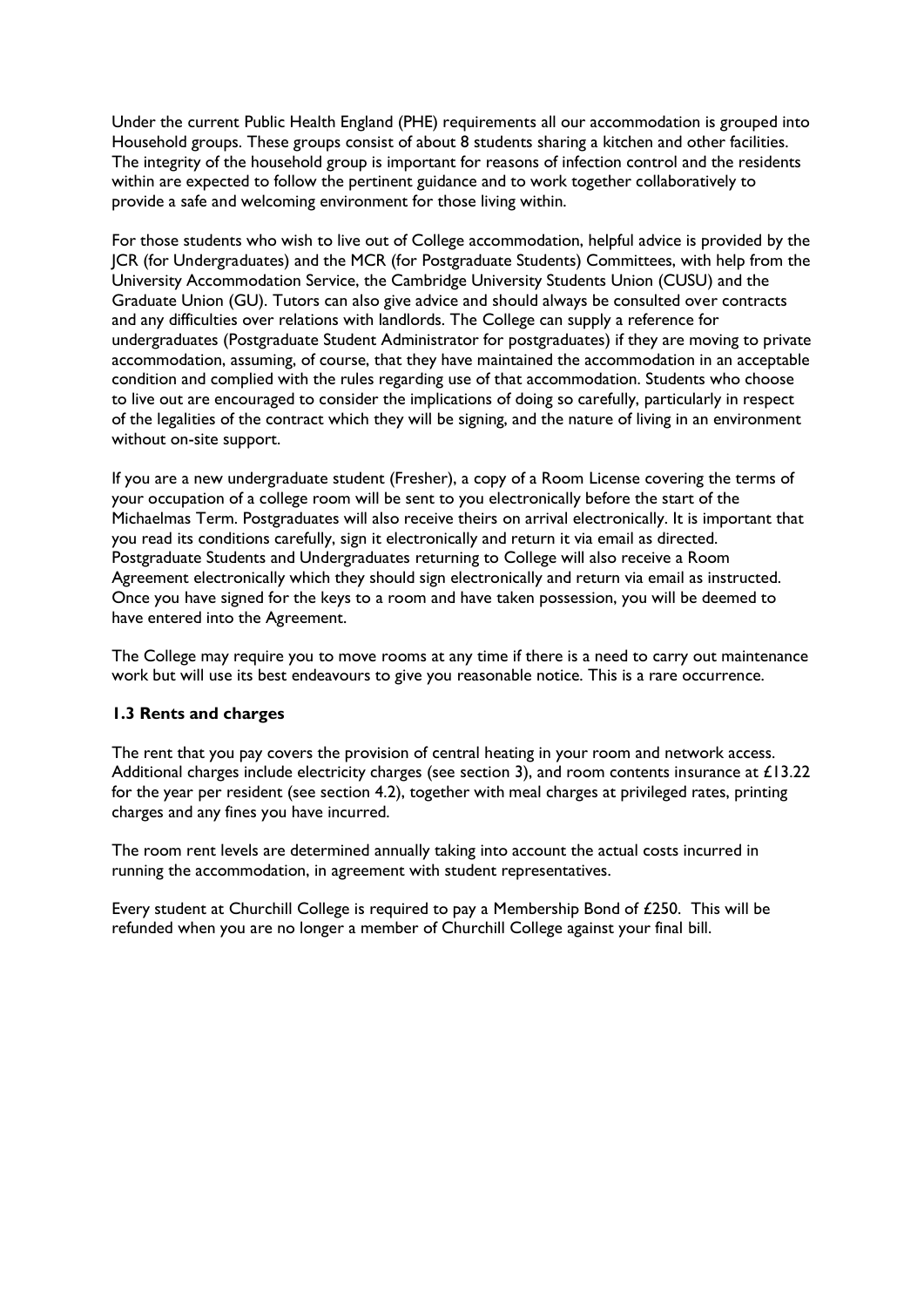Under the current Public Health England (PHE) requirements all our accommodation is grouped into Household groups. These groups consist of about 8 students sharing a kitchen and other facilities. The integrity of the household group is important for reasons of infection control and the residents within are expected to follow the pertinent guidance and to work together collaboratively to provide a safe and welcoming environment for those living within.

For those students who wish to live out of College accommodation, helpful advice is provided by the JCR (for Undergraduates) and the MCR (for Postgraduate Students) Committees, with help from the University Accommodation Service, the Cambridge University Students Union (CUSU) and the Graduate Union (GU). Tutors can also give advice and should always be consulted over contracts and any difficulties over relations with landlords. The College can supply a reference for undergraduates (Postgraduate Student Administrator for postgraduates) if they are moving to private accommodation, assuming, of course, that they have maintained the accommodation in an acceptable condition and complied with the rules regarding use of that accommodation. Students who choose to live out are encouraged to consider the implications of doing so carefully, particularly in respect of the legalities of the contract which they will be signing, and the nature of living in an environment without on-site support.

If you are a new undergraduate student (Fresher), a copy of a Room License covering the terms of your occupation of a college room will be sent to you electronically before the start of the Michaelmas Term. Postgraduates will also receive theirs on arrival electronically. It is important that you read its conditions carefully, sign it electronically and return it via email as directed. Postgraduate Students and Undergraduates returning to College will also receive a Room Agreement electronically which they should sign electronically and return via email as instructed. Once you have signed for the keys to a room and have taken possession, you will be deemed to have entered into the Agreement.

The College may require you to move rooms at any time if there is a need to carry out maintenance work but will use its best endeavours to give you reasonable notice. This is a rare occurrence.

### 1.3 Rents and charges

The rent that you pay covers the provision of central heating in your room and network access. Additional charges include electricity charges (see section 3), and room contents insurance at £13.22 for the year per resident (see section 4.2), together with meal charges at privileged rates, printing charges and any fines you have incurred.

The room rent levels are determined annually taking into account the actual costs incurred in running the accommodation, in agreement with student representatives.

Every student at Churchill College is required to pay a Membership Bond of £250. This will be refunded when you are no longer a member of Churchill College against your final bill.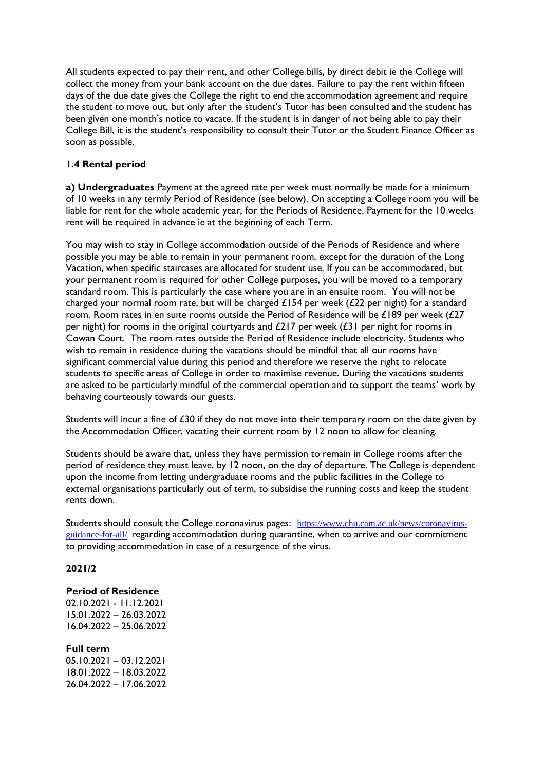All students expected to pay their rent, and other College bills, by direct debit ie the College will collect the money from your bank account on the due dates. Failure to pay the rent within fifteen days of the due date gives the College the right to end the accommodation agreement and require the student to move out, but only after the student's Tutor has been consulted and the student has been given one month's notice to vacate. If the student is in danger of not being able to pay their College Bill, it is the student's responsibility to consult their Tutor or the Student Finance Officer as soon as possible.

### 1.4 Rental period

**a) Undergraduates** Payment at the agreed rate per week must normally be made for a minimum of 10 weeks in any termly Period of Residence (see below). On accepting a College room you will be liable for rent for the whole academic year, for the Periods of Residence. Payment for the 10 weeks rent will be required in advance ie at the beginning of each Term.

You may wish to stay in College accommodation outside of the Periods of Residence and where possible you may be able to remain in your permanent room, except for the duration of the Long Vacation, when specific staircases are allocated for student use. If you can be accommodated, but your permanent room is required for other College purposes, you will be moved to a temporary standard room. This is particularly the case where you are in an ensuite room. You will not be charged your normal room rate, but will be charged £154 per week (£22 per night) for a standard room. Room rates in en suite rooms outside the Period of Residence will be £189 per week (£27 per night) for rooms in the original courtyards and £217 per week (£31 per night for rooms in Cowan Court. The room rates outside the Period of Residence include electricity. Students who wish to remain in residence during the vacations should be mindful that all our rooms have significant commercial value during this period and therefore we reserve the right to relocate students to specific areas of College in order to maximise revenue. During the vacations students are asked to be particularly mindful of the commercial operation and to support the teams' work by behaving courteously towards our guests.

Students will incur a fine of £30 if they do not move into their temporary room on the date given by the Accommodation Officer, vacating their current room by 12 noon to allow for cleaning.

Students should be aware that, unless they have permission to remain in College rooms after the period of residence they must leave, by 12 noon, on the day of departure. The College is dependent upon the income from letting undergraduate rooms and the public facilities in the College to external organisations particularly out of term, to subsidise the running costs and keep the student rents down.

Students should consult the College coronavirus pages: https://www.chu.cam.ac.uk/news/coronavirus-guidance-for-all/ regarding accommodation during quarantine, when to arrive and our commitment to providing accommodation in case of a resurgence of the virus.

**2021/2**

**Period of Residence**
02.10.2021 - 11.12.2021
15.01.2022 – 26.03.2022
16.04.2022 – 25.06.2022

**Full term**
05.10.2021 – 03.12.2021
18.01.2022 – 18.03.2022
26.04.2022 – 17.06.2022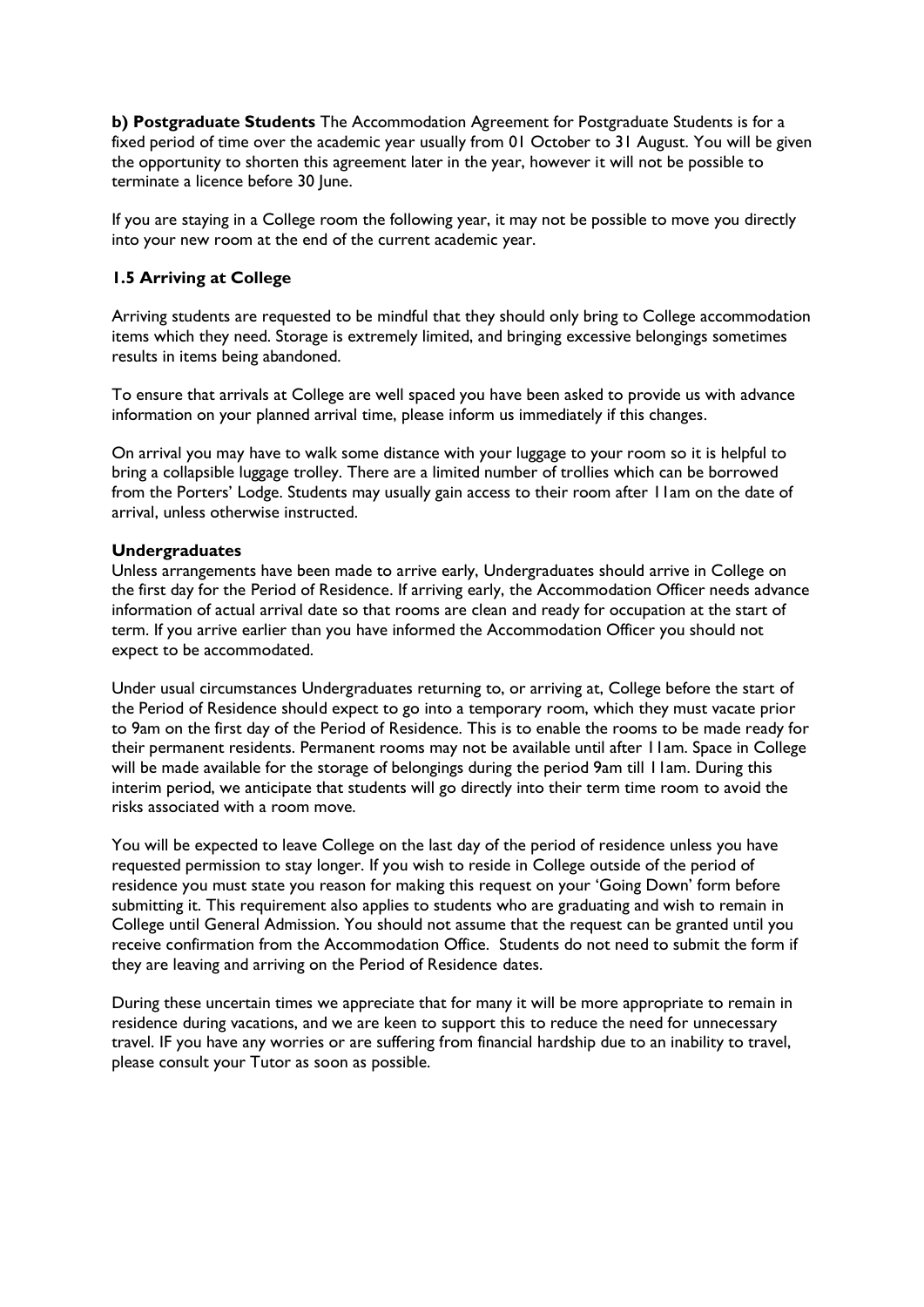**b) Postgraduate Students** The Accommodation Agreement for Postgraduate Students is for a fixed period of time over the academic year usually from 01 October to 31 August. You will be given the opportunity to shorten this agreement later in the year, however it will not be possible to terminate a licence before 30 June.

If you are staying in a College room the following year, it may not be possible to move you directly into your new room at the end of the current academic year.

### 1.5 Arriving at College

Arriving students are requested to be mindful that they should only bring to College accommodation items which they need. Storage is extremely limited, and bringing excessive belongings sometimes results in items being abandoned.

To ensure that arrivals at College are well spaced you have been asked to provide us with advance information on your planned arrival time, please inform us immediately if this changes.

On arrival you may have to walk some distance with your luggage to your room so it is helpful to bring a collapsible luggage trolley. There are a limited number of trollies which can be borrowed from the Porters' Lodge. Students may usually gain access to their room after 11am on the date of arrival, unless otherwise instructed.

**Undergraduates**

Unless arrangements have been made to arrive early, Undergraduates should arrive in College on the first day for the Period of Residence. If arriving early, the Accommodation Officer needs advance information of actual arrival date so that rooms are clean and ready for occupation at the start of term. If you arrive earlier than you have informed the Accommodation Officer you should not expect to be accommodated.

Under usual circumstances Undergraduates returning to, or arriving at, College before the start of the Period of Residence should expect to go into a temporary room, which they must vacate prior to 9am on the first day of the Period of Residence. This is to enable the rooms to be made ready for their permanent residents. Permanent rooms may not be available until after 11am. Space in College will be made available for the storage of belongings during the period 9am till 11am. During this interim period, we anticipate that students will go directly into their term time room to avoid the risks associated with a room move.

You will be expected to leave College on the last day of the period of residence unless you have requested permission to stay longer. If you wish to reside in College outside of the period of residence you must state you reason for making this request on your 'Going Down' form before submitting it. This requirement also applies to students who are graduating and wish to remain in College until General Admission. You should not assume that the request can be granted until you receive confirmation from the Accommodation Office. Students do not need to submit the form if they are leaving and arriving on the Period of Residence dates.

During these uncertain times we appreciate that for many it will be more appropriate to remain in residence during vacations, and we are keen to support this to reduce the need for unnecessary travel. IF you have any worries or are suffering from financial hardship due to an inability to travel, please consult your Tutor as soon as possible.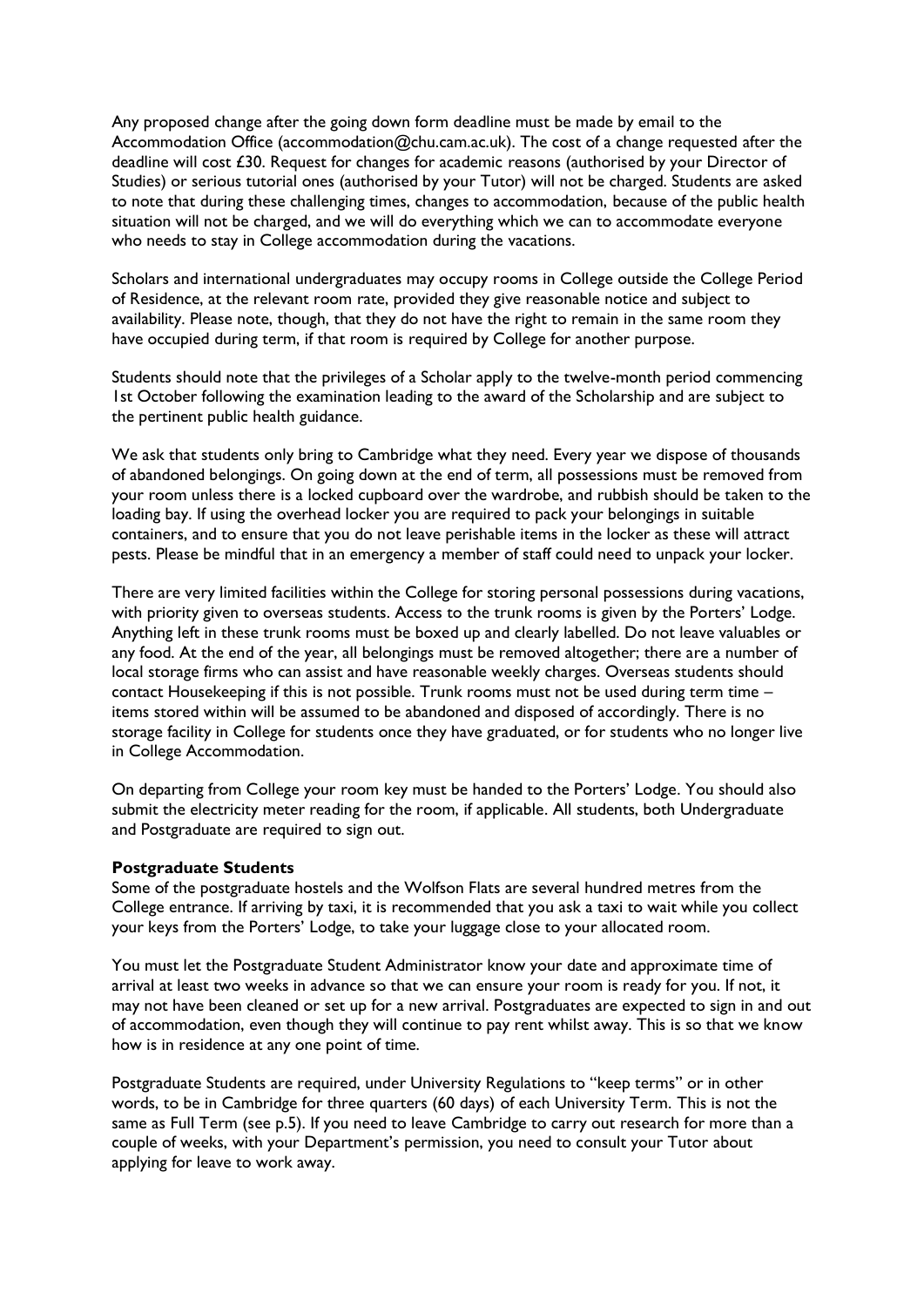Any proposed change after the going down form deadline must be made by email to the Accommodation Office (accommodation@chu.cam.ac.uk). The cost of a change requested after the deadline will cost £30. Request for changes for academic reasons (authorised by your Director of Studies) or serious tutorial ones (authorised by your Tutor) will not be charged. Students are asked to note that during these challenging times, changes to accommodation, because of the public health situation will not be charged, and we will do everything which we can to accommodate everyone who needs to stay in College accommodation during the vacations.

Scholars and international undergraduates may occupy rooms in College outside the College Period of Residence, at the relevant room rate, provided they give reasonable notice and subject to availability. Please note, though, that they do not have the right to remain in the same room they have occupied during term, if that room is required by College for another purpose.

Students should note that the privileges of a Scholar apply to the twelve-month period commencing 1st October following the examination leading to the award of the Scholarship and are subject to the pertinent public health guidance.

We ask that students only bring to Cambridge what they need. Every year we dispose of thousands of abandoned belongings. On going down at the end of term, all possessions must be removed from your room unless there is a locked cupboard over the wardrobe, and rubbish should be taken to the loading bay. If using the overhead locker you are required to pack your belongings in suitable containers, and to ensure that you do not leave perishable items in the locker as these will attract pests. Please be mindful that in an emergency a member of staff could need to unpack your locker.

There are very limited facilities within the College for storing personal possessions during vacations, with priority given to overseas students. Access to the trunk rooms is given by the Porters' Lodge. Anything left in these trunk rooms must be boxed up and clearly labelled. Do not leave valuables or any food. At the end of the year, all belongings must be removed altogether; there are a number of local storage firms who can assist and have reasonable weekly charges. Overseas students should contact Housekeeping if this is not possible. Trunk rooms must not be used during term time – items stored within will be assumed to be abandoned and disposed of accordingly. There is no storage facility in College for students once they have graduated, or for students who no longer live in College Accommodation.

On departing from College your room key must be handed to the Porters' Lodge. You should also submit the electricity meter reading for the room, if applicable. All students, both Undergraduate and Postgraduate are required to sign out.

**Postgraduate Students**

Some of the postgraduate hostels and the Wolfson Flats are several hundred metres from the College entrance. If arriving by taxi, it is recommended that you ask a taxi to wait while you collect your keys from the Porters' Lodge, to take your luggage close to your allocated room.

You must let the Postgraduate Student Administrator know your date and approximate time of arrival at least two weeks in advance so that we can ensure your room is ready for you. If not, it may not have been cleaned or set up for a new arrival. Postgraduates are expected to sign in and out of accommodation, even though they will continue to pay rent whilst away. This is so that we know how is in residence at any one point of time.

Postgraduate Students are required, under University Regulations to "keep terms" or in other words, to be in Cambridge for three quarters (60 days) of each University Term. This is not the same as Full Term (see p.5). If you need to leave Cambridge to carry out research for more than a couple of weeks, with your Department's permission, you need to consult your Tutor about applying for leave to work away.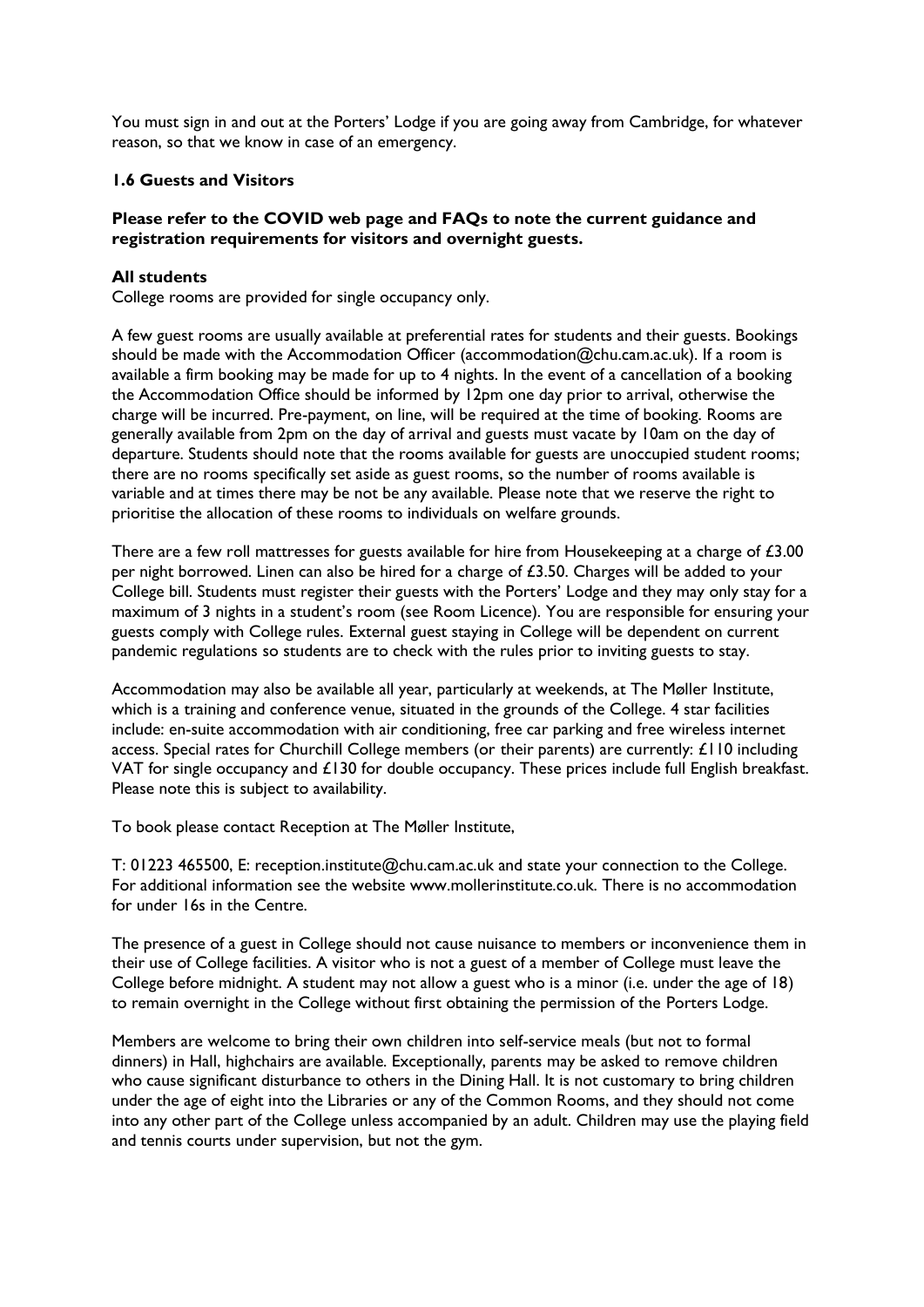You must sign in and out at the Porters' Lodge if you are going away from Cambridge, for whatever reason, so that we know in case of an emergency.

### 1.6 Guests and Visitors

**Please refer to the COVID web page and FAQs to note the current guidance and registration requirements for visitors and overnight guests.**

**All students**

College rooms are provided for single occupancy only.

A few guest rooms are usually available at preferential rates for students and their guests. Bookings should be made with the Accommodation Officer (accommodation@chu.cam.ac.uk). If a room is available a firm booking may be made for up to 4 nights. In the event of a cancellation of a booking the Accommodation Office should be informed by 12pm one day prior to arrival, otherwise the charge will be incurred. Pre-payment, on line, will be required at the time of booking. Rooms are generally available from 2pm on the day of arrival and guests must vacate by 10am on the day of departure. Students should note that the rooms available for guests are unoccupied student rooms; there are no rooms specifically set aside as guest rooms, so the number of rooms available is variable and at times there may be not be any available. Please note that we reserve the right to prioritise the allocation of these rooms to individuals on welfare grounds.

There are a few roll mattresses for guests available for hire from Housekeeping at a charge of £3.00 per night borrowed. Linen can also be hired for a charge of £3.50. Charges will be added to your College bill. Students must register their guests with the Porters' Lodge and they may only stay for a maximum of 3 nights in a student's room (see Room Licence). You are responsible for ensuring your guests comply with College rules. External guest staying in College will be dependent on current pandemic regulations so students are to check with the rules prior to inviting guests to stay.

Accommodation may also be available all year, particularly at weekends, at The Møller Institute, which is a training and conference venue, situated in the grounds of the College. 4 star facilities include: en-suite accommodation with air conditioning, free car parking and free wireless internet access. Special rates for Churchill College members (or their parents) are currently: £110 including VAT for single occupancy and £130 for double occupancy. These prices include full English breakfast. Please note this is subject to availability.

To book please contact Reception at The Møller Institute,

T: 01223 465500, E: reception.institute@chu.cam.ac.uk and state your connection to the College. For additional information see the website www.mollerinstitute.co.uk. There is no accommodation for under 16s in the Centre.

The presence of a guest in College should not cause nuisance to members or inconvenience them in their use of College facilities. A visitor who is not a guest of a member of College must leave the College before midnight. A student may not allow a guest who is a minor (i.e. under the age of 18) to remain overnight in the College without first obtaining the permission of the Porters Lodge.

Members are welcome to bring their own children into self-service meals (but not to formal dinners) in Hall, highchairs are available. Exceptionally, parents may be asked to remove children who cause significant disturbance to others in the Dining Hall. It is not customary to bring children under the age of eight into the Libraries or any of the Common Rooms, and they should not come into any other part of the College unless accompanied by an adult. Children may use the playing field and tennis courts under supervision, but not the gym.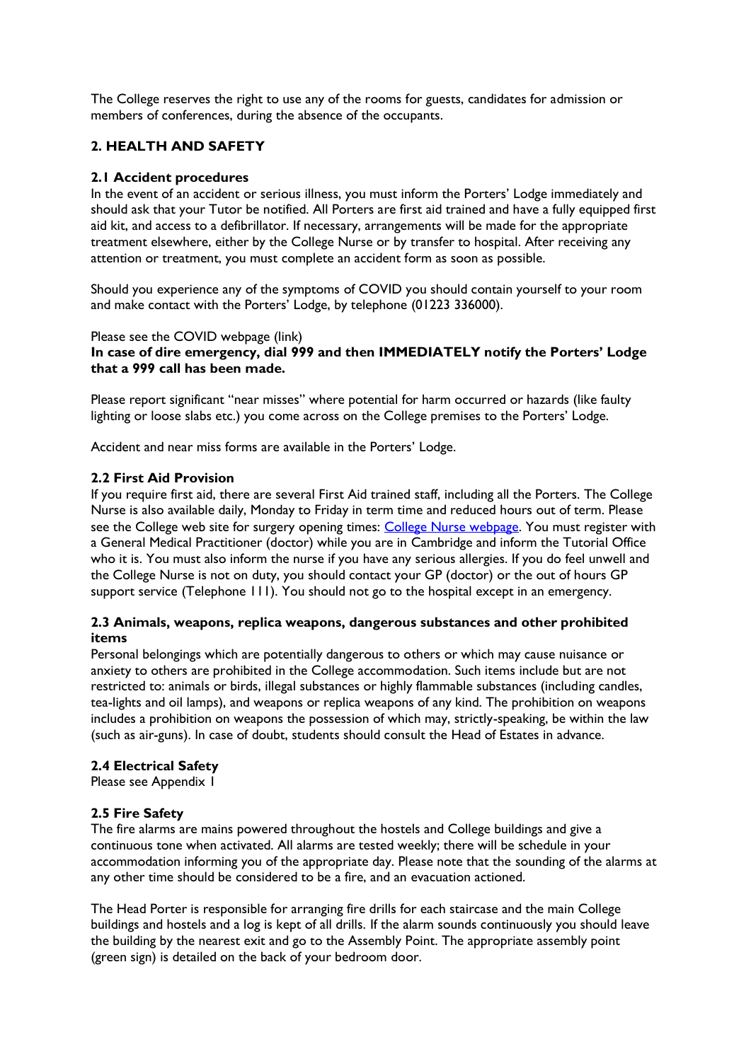The College reserves the right to use any of the rooms for guests, candidates for admission or members of conferences, during the absence of the occupants.

## 2. HEALTH AND SAFETY

### 2.1 Accident procedures

In the event of an accident or serious illness, you must inform the Porters' Lodge immediately and should ask that your Tutor be notified. All Porters are first aid trained and have a fully equipped first aid kit, and access to a defibrillator. If necessary, arrangements will be made for the appropriate treatment elsewhere, either by the College Nurse or by transfer to hospital. After receiving any attention or treatment, you must complete an accident form as soon as possible.

Should you experience any of the symptoms of COVID you should contain yourself to your room and make contact with the Porters' Lodge, by telephone (01223 336000).

Please see the COVID webpage (link)

**In case of dire emergency, dial 999 and then IMMEDIATELY notify the Porters' Lodge that a 999 call has been made.**

Please report significant "near misses" where potential for harm occurred or hazards (like faulty lighting or loose slabs etc.) you come across on the College premises to the Porters' Lodge.

Accident and near miss forms are available in the Porters' Lodge.

### 2.2 First Aid Provision

If you require first aid, there are several First Aid trained staff, including all the Porters. The College Nurse is also available daily, Monday to Friday in term time and reduced hours out of term. Please see the College web site for surgery opening times: College Nurse webpage. You must register with a General Medical Practitioner (doctor) while you are in Cambridge and inform the Tutorial Office who it is. You must also inform the nurse if you have any serious allergies. If you do feel unwell and the College Nurse is not on duty, you should contact your GP (doctor) or the out of hours GP support service (Telephone 111). You should not go to the hospital except in an emergency.

### 2.3 Animals, weapons, replica weapons, dangerous substances and other prohibited items

Personal belongings which are potentially dangerous to others or which may cause nuisance or anxiety to others are prohibited in the College accommodation. Such items include but are not restricted to: animals or birds, illegal substances or highly flammable substances (including candles, tea-lights and oil lamps), and weapons or replica weapons of any kind. The prohibition on weapons includes a prohibition on weapons the possession of which may, strictly-speaking, be within the law (such as air-guns). In case of doubt, students should consult the Head of Estates in advance.

### 2.4 Electrical Safety

Please see Appendix 1

### 2.5 Fire Safety

The fire alarms are mains powered throughout the hostels and College buildings and give a continuous tone when activated. All alarms are tested weekly; there will be schedule in your accommodation informing you of the appropriate day. Please note that the sounding of the alarms at any other time should be considered to be a fire, and an evacuation actioned.

The Head Porter is responsible for arranging fire drills for each staircase and the main College buildings and hostels and a log is kept of all drills. If the alarm sounds continuously you should leave the building by the nearest exit and go to the Assembly Point. The appropriate assembly point (green sign) is detailed on the back of your bedroom door.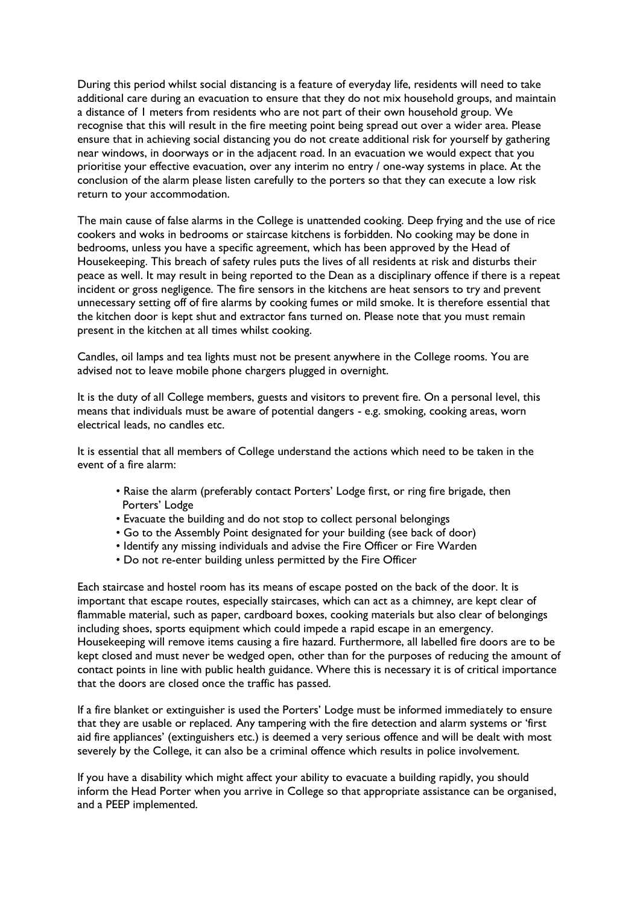During this period whilst social distancing is a feature of everyday life, residents will need to take additional care during an evacuation to ensure that they do not mix household groups, and maintain a distance of 1 meters from residents who are not part of their own household group. We recognise that this will result in the fire meeting point being spread out over a wider area. Please ensure that in achieving social distancing you do not create additional risk for yourself by gathering near windows, in doorways or in the adjacent road. In an evacuation we would expect that you prioritise your effective evacuation, over any interim no entry / one-way systems in place. At the conclusion of the alarm please listen carefully to the porters so that they can execute a low risk return to your accommodation.

The main cause of false alarms in the College is unattended cooking. Deep frying and the use of rice cookers and woks in bedrooms or staircase kitchens is forbidden. No cooking may be done in bedrooms, unless you have a specific agreement, which has been approved by the Head of Housekeeping. This breach of safety rules puts the lives of all residents at risk and disturbs their peace as well. It may result in being reported to the Dean as a disciplinary offence if there is a repeat incident or gross negligence. The fire sensors in the kitchens are heat sensors to try and prevent unnecessary setting off of fire alarms by cooking fumes or mild smoke. It is therefore essential that the kitchen door is kept shut and extractor fans turned on. Please note that you must remain present in the kitchen at all times whilst cooking.

Candles, oil lamps and tea lights must not be present anywhere in the College rooms. You are advised not to leave mobile phone chargers plugged in overnight.

It is the duty of all College members, guests and visitors to prevent fire. On a personal level, this means that individuals must be aware of potential dangers - e.g. smoking, cooking areas, worn electrical leads, no candles etc.

It is essential that all members of College understand the actions which need to be taken in the event of a fire alarm:

- Raise the alarm (preferably contact Porters' Lodge first, or ring fire brigade, then Porters' Lodge
- Evacuate the building and do not stop to collect personal belongings
- Go to the Assembly Point designated for your building (see back of door)
- Identify any missing individuals and advise the Fire Officer or Fire Warden
- Do not re-enter building unless permitted by the Fire Officer

Each staircase and hostel room has its means of escape posted on the back of the door. It is important that escape routes, especially staircases, which can act as a chimney, are kept clear of flammable material, such as paper, cardboard boxes, cooking materials but also clear of belongings including shoes, sports equipment which could impede a rapid escape in an emergency. Housekeeping will remove items causing a fire hazard. Furthermore, all labelled fire doors are to be kept closed and must never be wedged open, other than for the purposes of reducing the amount of contact points in line with public health guidance. Where this is necessary it is of critical importance that the doors are closed once the traffic has passed.

If a fire blanket or extinguisher is used the Porters' Lodge must be informed immediately to ensure that they are usable or replaced. Any tampering with the fire detection and alarm systems or 'first aid fire appliances' (extinguishers etc.) is deemed a very serious offence and will be dealt with most severely by the College, it can also be a criminal offence which results in police involvement.

If you have a disability which might affect your ability to evacuate a building rapidly, you should inform the Head Porter when you arrive in College so that appropriate assistance can be organised, and a PEEP implemented.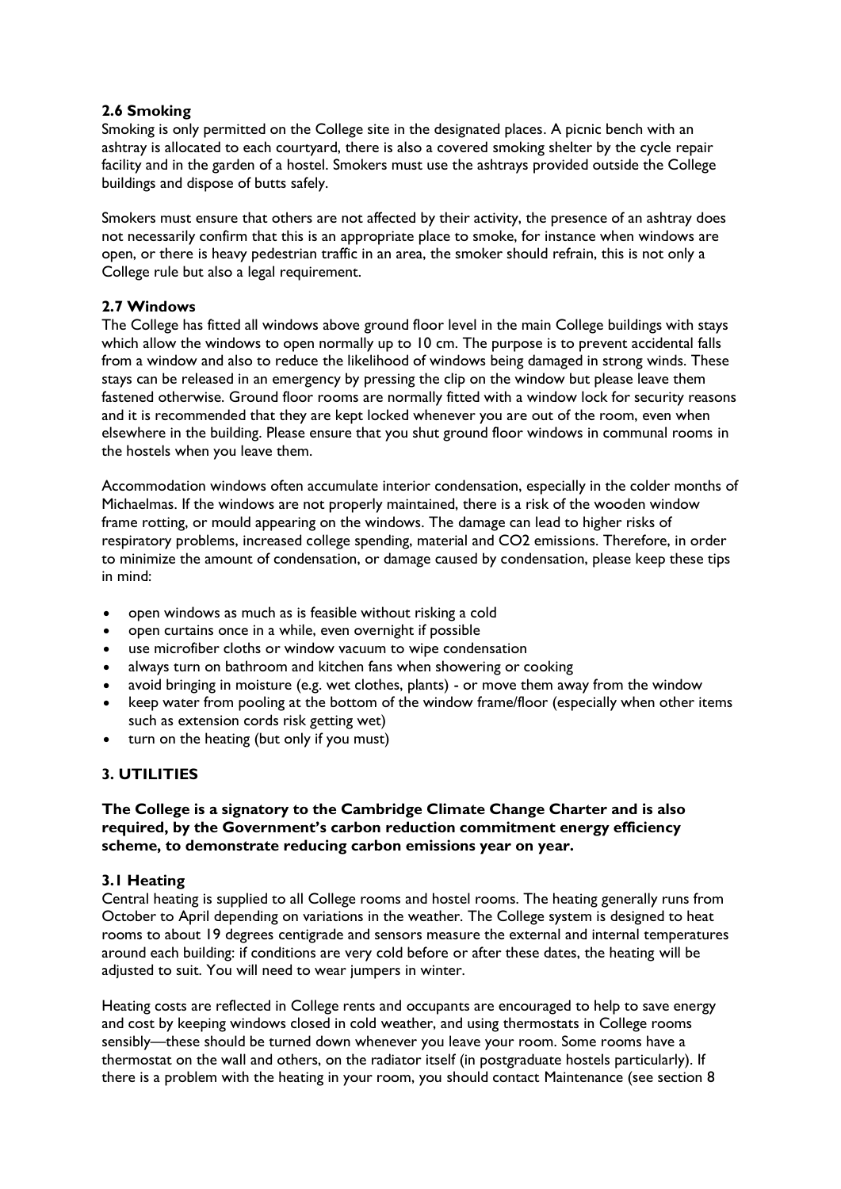### 2.6 Smoking

Smoking is only permitted on the College site in the designated places. A picnic bench with an ashtray is allocated to each courtyard, there is also a covered smoking shelter by the cycle repair facility and in the garden of a hostel. Smokers must use the ashtrays provided outside the College buildings and dispose of butts safely.

Smokers must ensure that others are not affected by their activity, the presence of an ashtray does not necessarily confirm that this is an appropriate place to smoke, for instance when windows are open, or there is heavy pedestrian traffic in an area, the smoker should refrain, this is not only a College rule but also a legal requirement.

### 2.7 Windows

The College has fitted all windows above ground floor level in the main College buildings with stays which allow the windows to open normally up to 10 cm. The purpose is to prevent accidental falls from a window and also to reduce the likelihood of windows being damaged in strong winds. These stays can be released in an emergency by pressing the clip on the window but please leave them fastened otherwise. Ground floor rooms are normally fitted with a window lock for security reasons and it is recommended that they are kept locked whenever you are out of the room, even when elsewhere in the building. Please ensure that you shut ground floor windows in communal rooms in the hostels when you leave them.

Accommodation windows often accumulate interior condensation, especially in the colder months of Michaelmas. If the windows are not properly maintained, there is a risk of the wooden window frame rotting, or mould appearing on the windows. The damage can lead to higher risks of respiratory problems, increased college spending, material and $CO_2$ emissions. Therefore, in order to minimize the amount of condensation, or damage caused by condensation, please keep these tips in mind:

- open windows as much as is feasible without risking a cold
- open curtains once in a while, even overnight if possible
- use microfiber cloths or window vacuum to wipe condensation
- always turn on bathroom and kitchen fans when showering or cooking
- avoid bringing in moisture (e.g. wet clothes, plants) - or move them away from the window
- keep water from pooling at the bottom of the window frame/floor (especially when other items such as extension cords risk getting wet)
- turn on the heating (but only if you must)

## 3. UTILITIES

**The College is a signatory to the Cambridge Climate Change Charter and is also required, by the Government's carbon reduction commitment energy efficiency scheme, to demonstrate reducing carbon emissions year on year.**

### 3.1 Heating

Central heating is supplied to all College rooms and hostel rooms. The heating generally runs from October to April depending on variations in the weather. The College system is designed to heat rooms to about 19 degrees centigrade and sensors measure the external and internal temperatures around each building: if conditions are very cold before or after these dates, the heating will be adjusted to suit. You will need to wear jumpers in winter.

Heating costs are reflected in College rents and occupants are encouraged to help to save energy and cost by keeping windows closed in cold weather, and using thermostats in College rooms sensibly—these should be turned down whenever you leave your room. Some rooms have a thermostat on the wall and others, on the radiator itself (in postgraduate hostels particularly). If there is a problem with the heating in your room, you should contact Maintenance (see section 8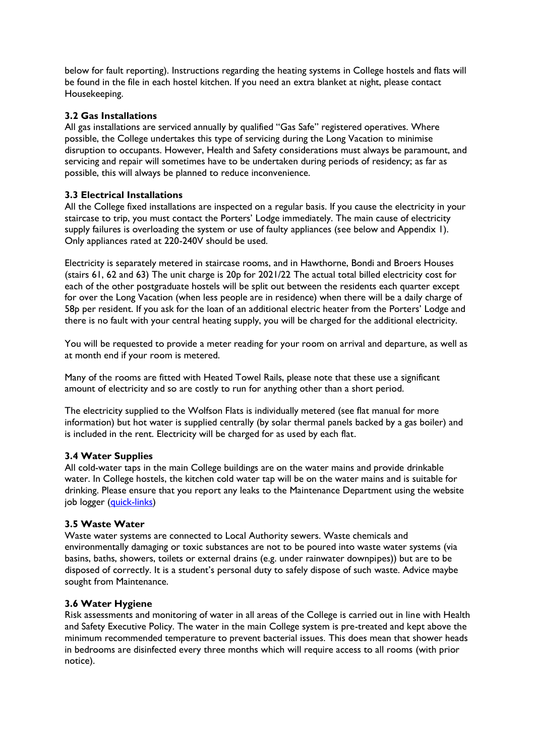below for fault reporting). Instructions regarding the heating systems in College hostels and flats will be found in the file in each hostel kitchen. If you need an extra blanket at night, please contact Housekeeping.

### 3.2 Gas Installations

All gas installations are serviced annually by qualified "Gas Safe" registered operatives. Where possible, the College undertakes this type of servicing during the Long Vacation to minimise disruption to occupants. However, Health and Safety considerations must always be paramount, and servicing and repair will sometimes have to be undertaken during periods of residency; as far as possible, this will always be planned to reduce inconvenience.

### 3.3 Electrical Installations

All the College fixed installations are inspected on a regular basis. If you cause the electricity in your staircase to trip, you must contact the Porters' Lodge immediately. The main cause of electricity supply failures is overloading the system or use of faulty appliances (see below and Appendix 1). Only appliances rated at 220-240V should be used.

Electricity is separately metered in staircase rooms, and in Hawthorne, Bondi and Broers Houses (stairs 61, 62 and 63) The unit charge is 20p for 2021/22 The actual total billed electricity cost for each of the other postgraduate hostels will be split out between the residents each quarter except for over the Long Vacation (when less people are in residence) when there will be a daily charge of 58p per resident. If you ask for the loan of an additional electric heater from the Porters' Lodge and there is no fault with your central heating supply, you will be charged for the additional electricity.

You will be requested to provide a meter reading for your room on arrival and departure, as well as at month end if your room is metered.

Many of the rooms are fitted with Heated Towel Rails, please note that these use a significant amount of electricity and so are costly to run for anything other than a short period.

The electricity supplied to the Wolfson Flats is individually metered (see flat manual for more information) but hot water is supplied centrally (by solar thermal panels backed by a gas boiler) and is included in the rent. Electricity will be charged for as used by each flat.

### 3.4 Water Supplies

All cold-water taps in the main College buildings are on the water mains and provide drinkable water. In College hostels, the kitchen cold water tap will be on the water mains and is suitable for drinking. Please ensure that you report any leaks to the Maintenance Department using the website job logger (quick-links)

### 3.5 Waste Water

Waste water systems are connected to Local Authority sewers. Waste chemicals and environmentally damaging or toxic substances are not to be poured into waste water systems (via basins, baths, showers, toilets or external drains (e.g. under rainwater downpipes)) but are to be disposed of correctly. It is a student's personal duty to safely dispose of such waste. Advice maybe sought from Maintenance.

### 3.6 Water Hygiene

Risk assessments and monitoring of water in all areas of the College is carried out in line with Health and Safety Executive Policy. The water in the main College system is pre-treated and kept above the minimum recommended temperature to prevent bacterial issues. This does mean that shower heads in bedrooms are disinfected every three months which will require access to all rooms (with prior notice).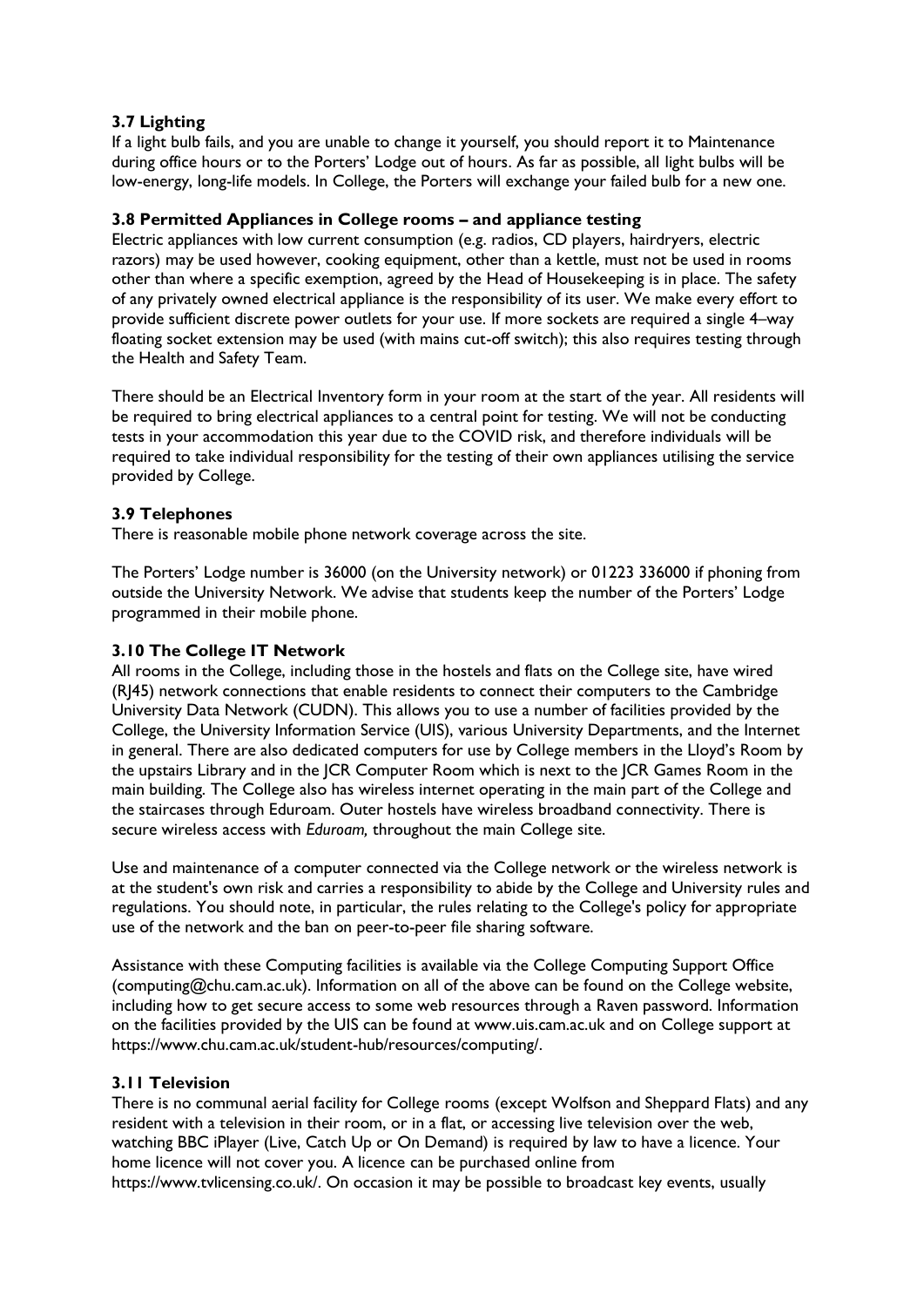### 3.7 Lighting

If a light bulb fails, and you are unable to change it yourself, you should report it to Maintenance during office hours or to the Porters' Lodge out of hours. As far as possible, all light bulbs will be low-energy, long-life models. In College, the Porters will exchange your failed bulb for a new one.

### 3.8 Permitted Appliances in College rooms – and appliance testing

Electric appliances with low current consumption (e.g. radios, CD players, hairdryers, electric razors) may be used however, cooking equipment, other than a kettle, must not be used in rooms other than where a specific exemption, agreed by the Head of Housekeeping is in place. The safety of any privately owned electrical appliance is the responsibility of its user. We make every effort to provide sufficient discrete power outlets for your use. If more sockets are required a single 4–way floating socket extension may be used (with mains cut-off switch); this also requires testing through the Health and Safety Team.

There should be an Electrical Inventory form in your room at the start of the year. All residents will be required to bring electrical appliances to a central point for testing. We will not be conducting tests in your accommodation this year due to the COVID risk, and therefore individuals will be required to take individual responsibility for the testing of their own appliances utilising the service provided by College.

### 3.9 Telephones

There is reasonable mobile phone network coverage across the site.

The Porters' Lodge number is 36000 (on the University network) or 01223 336000 if phoning from outside the University Network. We advise that students keep the number of the Porters' Lodge programmed in their mobile phone.

### 3.10 The College IT Network

All rooms in the College, including those in the hostels and flats on the College site, have wired (RJ45) network connections that enable residents to connect their computers to the Cambridge University Data Network (CUDN). This allows you to use a number of facilities provided by the College, the University Information Service (UIS), various University Departments, and the Internet in general. There are also dedicated computers for use by College members in the Lloyd's Room by the upstairs Library and in the JCR Computer Room which is next to the JCR Games Room in the main building. The College also has wireless internet operating in the main part of the College and the staircases through Eduroam. Outer hostels have wireless broadband connectivity. There is secure wireless access with *Eduroam,* throughout the main College site.

Use and maintenance of a computer connected via the College network or the wireless network is at the student's own risk and carries a responsibility to abide by the College and University rules and regulations. You should note, in particular, the rules relating to the College's policy for appropriate use of the network and the ban on peer-to-peer file sharing software.

Assistance with these Computing facilities is available via the College Computing Support Office (computing@chu.cam.ac.uk). Information on all of the above can be found on the College website, including how to get secure access to some web resources through a Raven password. Information on the facilities provided by the UIS can be found at www.uis.cam.ac.uk and on College support at https://www.chu.cam.ac.uk/student-hub/resources/computing/.

### 3.11 Television

There is no communal aerial facility for College rooms (except Wolfson and Sheppard Flats) and any resident with a television in their room, or in a flat, or accessing live television over the web, watching BBC iPlayer (Live, Catch Up or On Demand) is required by law to have a licence. Your home licence will not cover you. A licence can be purchased online from https://www.tvlicensing.co.uk/. On occasion it may be possible to broadcast key events, usually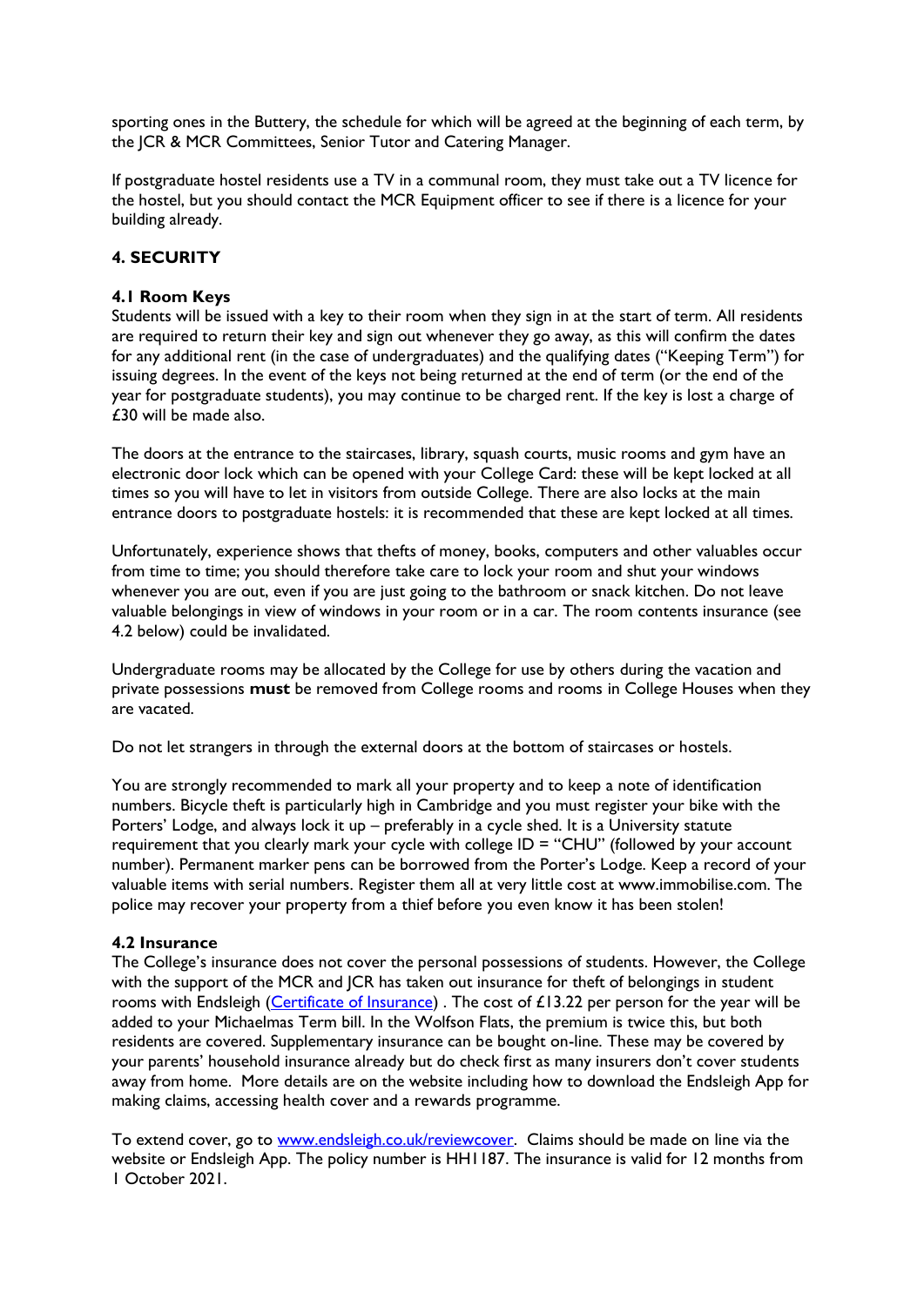sporting ones in the Buttery, the schedule for which will be agreed at the beginning of each term, by the JCR & MCR Committees, Senior Tutor and Catering Manager.

If postgraduate hostel residents use a TV in a communal room, they must take out a TV licence for the hostel, but you should contact the MCR Equipment officer to see if there is a licence for your building already.

## 4. SECURITY

### 4.1 Room Keys

Students will be issued with a key to their room when they sign in at the start of term. All residents are required to return their key and sign out whenever they go away, as this will confirm the dates for any additional rent (in the case of undergraduates) and the qualifying dates ("Keeping Term") for issuing degrees. In the event of the keys not being returned at the end of term (or the end of the year for postgraduate students), you may continue to be charged rent. If the key is lost a charge of £30 will be made also.

The doors at the entrance to the staircases, library, squash courts, music rooms and gym have an electronic door lock which can be opened with your College Card: these will be kept locked at all times so you will have to let in visitors from outside College. There are also locks at the main entrance doors to postgraduate hostels: it is recommended that these are kept locked at all times.

Unfortunately, experience shows that thefts of money, books, computers and other valuables occur from time to time; you should therefore take care to lock your room and shut your windows whenever you are out, even if you are just going to the bathroom or snack kitchen. Do not leave valuable belongings in view of windows in your room or in a car. The room contents insurance (see 4.2 below) could be invalidated.

Undergraduate rooms may be allocated by the College for use by others during the vacation and private possessions **must** be removed from College rooms and rooms in College Houses when they are vacated.

Do not let strangers in through the external doors at the bottom of staircases or hostels.

You are strongly recommended to mark all your property and to keep a note of identification numbers. Bicycle theft is particularly high in Cambridge and you must register your bike with the Porters' Lodge, and always lock it up – preferably in a cycle shed. It is a University statute requirement that you clearly mark your cycle with college ID = "CHU" (followed by your account number). Permanent marker pens can be borrowed from the Porter's Lodge. Keep a record of your valuable items with serial numbers. Register them all at very little cost at www.immobilise.com. The police may recover your property from a thief before you even know it has been stolen!

### 4.2 Insurance

The College's insurance does not cover the personal possessions of students. However, the College with the support of the MCR and JCR has taken out insurance for theft of belongings in student rooms with Endsleigh (Certificate of Insurance) . The cost of £13.22 per person for the year will be added to your Michaelmas Term bill. In the Wolfson Flats, the premium is twice this, but both residents are covered. Supplementary insurance can be bought on-line. These may be covered by your parents' household insurance already but do check first as many insurers don't cover students away from home. More details are on the website including how to download the Endsleigh App for making claims, accessing health cover and a rewards programme.

To extend cover, go to www.endsleigh.co.uk/reviewcover. Claims should be made on line via the website or Endsleigh App. The policy number is HH1187. The insurance is valid for 12 months from 1 October 2021.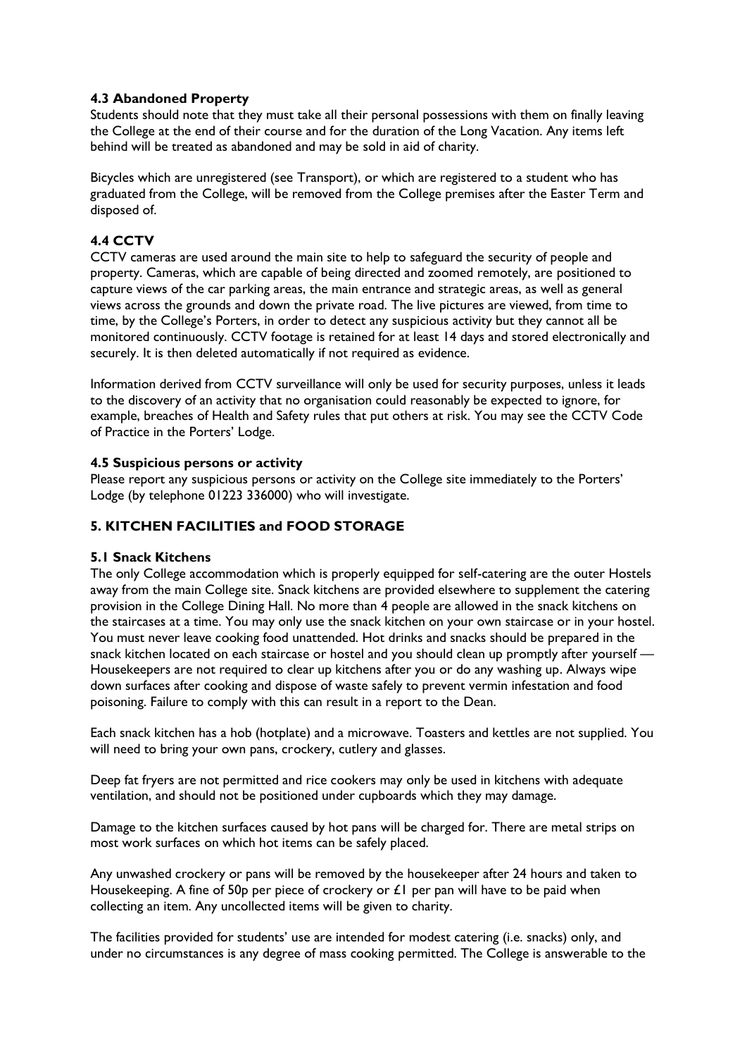### 4.3 Abandoned Property

Students should note that they must take all their personal possessions with them on finally leaving the College at the end of their course and for the duration of the Long Vacation. Any items left behind will be treated as abandoned and may be sold in aid of charity.

Bicycles which are unregistered (see Transport), or which are registered to a student who has graduated from the College, will be removed from the College premises after the Easter Term and disposed of.

### 4.4 CCTV

CCTV cameras are used around the main site to help to safeguard the security of people and property. Cameras, which are capable of being directed and zoomed remotely, are positioned to capture views of the car parking areas, the main entrance and strategic areas, as well as general views across the grounds and down the private road. The live pictures are viewed, from time to time, by the College's Porters, in order to detect any suspicious activity but they cannot all be monitored continuously. CCTV footage is retained for at least 14 days and stored electronically and securely. It is then deleted automatically if not required as evidence.

Information derived from CCTV surveillance will only be used for security purposes, unless it leads to the discovery of an activity that no organisation could reasonably be expected to ignore, for example, breaches of Health and Safety rules that put others at risk. You may see the CCTV Code of Practice in the Porters' Lodge.

### 4.5 Suspicious persons or activity

Please report any suspicious persons or activity on the College site immediately to the Porters' Lodge (by telephone 01223 336000) who will investigate.

## 5. KITCHEN FACILITIES and FOOD STORAGE

### 5.1 Snack Kitchens

The only College accommodation which is properly equipped for self-catering are the outer Hostels away from the main College site. Snack kitchens are provided elsewhere to supplement the catering provision in the College Dining Hall. No more than 4 people are allowed in the snack kitchens on the staircases at a time. You may only use the snack kitchen on your own staircase or in your hostel. You must never leave cooking food unattended. Hot drinks and snacks should be prepared in the snack kitchen located on each staircase or hostel and you should clean up promptly after yourself — Housekeepers are not required to clear up kitchens after you or do any washing up. Always wipe down surfaces after cooking and dispose of waste safely to prevent vermin infestation and food poisoning. Failure to comply with this can result in a report to the Dean.

Each snack kitchen has a hob (hotplate) and a microwave. Toasters and kettles are not supplied. You will need to bring your own pans, crockery, cutlery and glasses.

Deep fat fryers are not permitted and rice cookers may only be used in kitchens with adequate ventilation, and should not be positioned under cupboards which they may damage.

Damage to the kitchen surfaces caused by hot pans will be charged for. There are metal strips on most work surfaces on which hot items can be safely placed.

Any unwashed crockery or pans will be removed by the housekeeper after 24 hours and taken to Housekeeping. A fine of 50p per piece of crockery or £1 per pan will have to be paid when collecting an item. Any uncollected items will be given to charity.

The facilities provided for students' use are intended for modest catering (i.e. snacks) only, and under no circumstances is any degree of mass cooking permitted. The College is answerable to the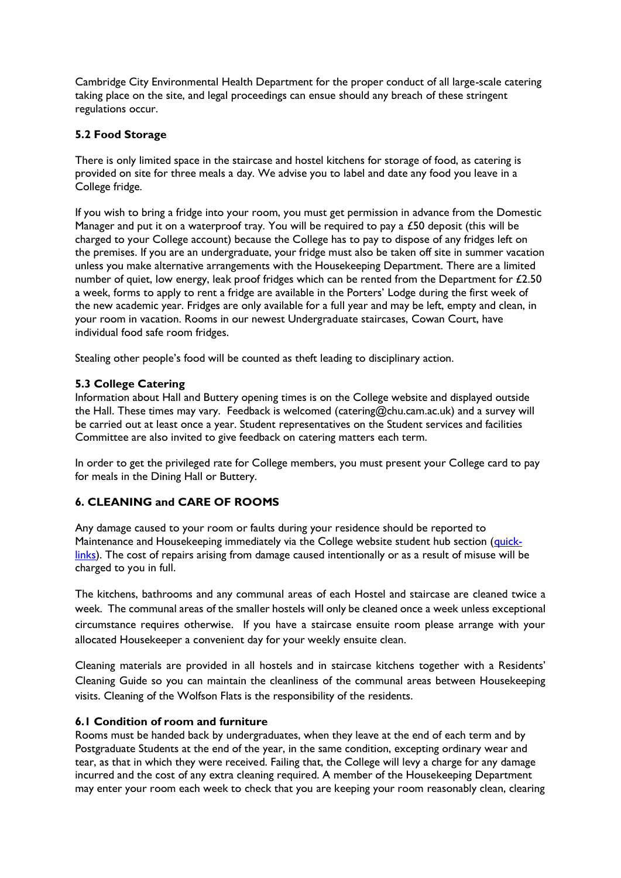Cambridge City Environmental Health Department for the proper conduct of all large-scale catering taking place on the site, and legal proceedings can ensue should any breach of these stringent regulations occur.

### 5.2 Food Storage

There is only limited space in the staircase and hostel kitchens for storage of food, as catering is provided on site for three meals a day. We advise you to label and date any food you leave in a College fridge.

If you wish to bring a fridge into your room, you must get permission in advance from the Domestic Manager and put it on a waterproof tray. You will be required to pay a £50 deposit (this will be charged to your College account) because the College has to pay to dispose of any fridges left on the premises. If you are an undergraduate, your fridge must also be taken off site in summer vacation unless you make alternative arrangements with the Housekeeping Department. There are a limited number of quiet, low energy, leak proof fridges which can be rented from the Department for £2.50 a week, forms to apply to rent a fridge are available in the Porters' Lodge during the first week of the new academic year. Fridges are only available for a full year and may be left, empty and clean, in your room in vacation. Rooms in our newest Undergraduate staircases, Cowan Court, have individual food safe room fridges.

Stealing other people's food will be counted as theft leading to disciplinary action.

### 5.3 College Catering

Information about Hall and Buttery opening times is on the College website and displayed outside the Hall. These times may vary. Feedback is welcomed (catering@chu.cam.ac.uk) and a survey will be carried out at least once a year. Student representatives on the Student services and facilities Committee are also invited to give feedback on catering matters each term.

In order to get the privileged rate for College members, you must present your College card to pay for meals in the Dining Hall or Buttery.

## 6. CLEANING and CARE OF ROOMS

Any damage caused to your room or faults during your residence should be reported to Maintenance and Housekeeping immediately via the College website student hub section ([quick-links]()). The cost of repairs arising from damage caused intentionally or as a result of misuse will be charged to you in full.

The kitchens, bathrooms and any communal areas of each Hostel and staircase are cleaned twice a week. The communal areas of the smaller hostels will only be cleaned once a week unless exceptional circumstance requires otherwise. If you have a staircase ensuite room please arrange with your allocated Housekeeper a convenient day for your weekly ensuite clean.

Cleaning materials are provided in all hostels and in staircase kitchens together with a Residents' Cleaning Guide so you can maintain the cleanliness of the communal areas between Housekeeping visits. Cleaning of the Wolfson Flats is the responsibility of the residents.

### 6.1 Condition of room and furniture

Rooms must be handed back by undergraduates, when they leave at the end of each term and by Postgraduate Students at the end of the year, in the same condition, excepting ordinary wear and tear, as that in which they were received. Failing that, the College will levy a charge for any damage incurred and the cost of any extra cleaning required. A member of the Housekeeping Department may enter your room each week to check that you are keeping your room reasonably clean, clearing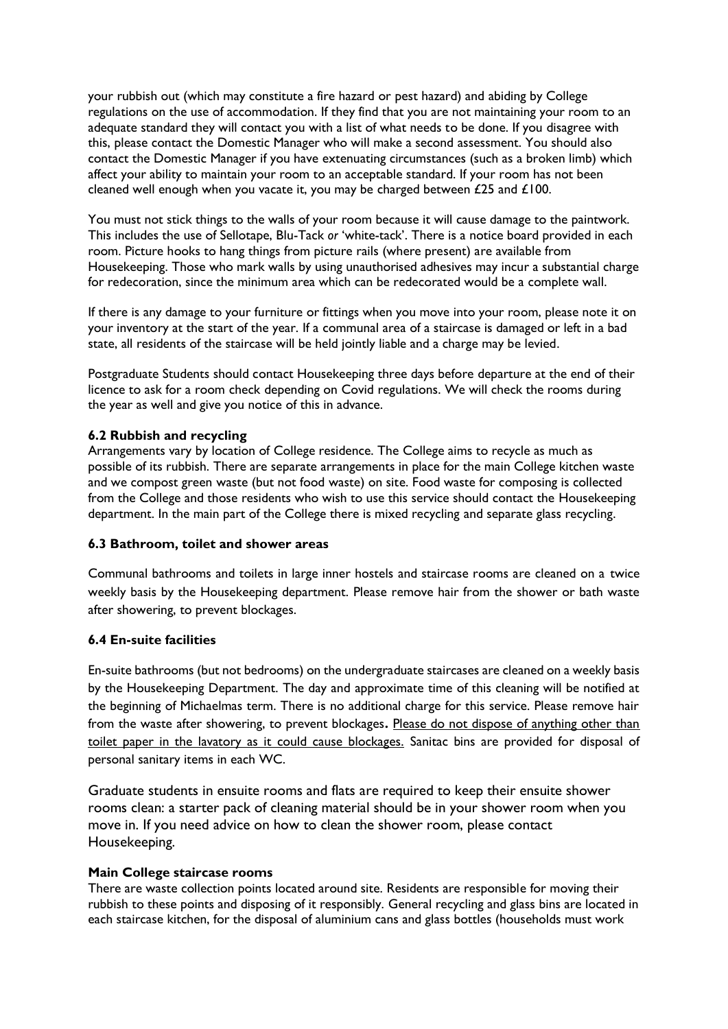your rubbish out (which may constitute a fire hazard or pest hazard) and abiding by College regulations on the use of accommodation. If they find that you are not maintaining your room to an adequate standard they will contact you with a list of what needs to be done. If you disagree with this, please contact the Domestic Manager who will make a second assessment. You should also contact the Domestic Manager if you have extenuating circumstances (such as a broken limb) which affect your ability to maintain your room to an acceptable standard. If your room has not been cleaned well enough when you vacate it, you may be charged between £25 and £100.

You must not stick things to the walls of your room because it will cause damage to the paintwork. This includes the use of Sellotape, Blu-Tack *or* 'white-tack'. There is a notice board provided in each room. Picture hooks to hang things from picture rails (where present) are available from Housekeeping. Those who mark walls by using unauthorised adhesives may incur a substantial charge for redecoration, since the minimum area which can be redecorated would be a complete wall.

If there is any damage to your furniture or fittings when you move into your room, please note it on your inventory at the start of the year. If a communal area of a staircase is damaged or left in a bad state, all residents of the staircase will be held jointly liable and a charge may be levied.

Postgraduate Students should contact Housekeeping three days before departure at the end of their licence to ask for a room check depending on Covid regulations. We will check the rooms during the year as well and give you notice of this in advance.

### 6.2 Rubbish and recycling

Arrangements vary by location of College residence. The College aims to recycle as much as possible of its rubbish. There are separate arrangements in place for the main College kitchen waste and we compost green waste (but not food waste) on site. Food waste for composing is collected from the College and those residents who wish to use this service should contact the Housekeeping department. In the main part of the College there is mixed recycling and separate glass recycling.

### 6.3 Bathroom, toilet and shower areas

Communal bathrooms and toilets in large inner hostels and staircase rooms are cleaned on a twice weekly basis by the Housekeeping department. Please remove hair from the shower or bath waste after showering, to prevent blockages.

### 6.4 En-suite facilities

En-suite bathrooms (but not bedrooms) on the undergraduate staircases are cleaned on a weekly basis by the Housekeeping Department. The day and approximate time of this cleaning will be notified at the beginning of Michaelmas term. There is no additional charge for this service. Please remove hair from the waste after showering, to prevent blockages**.** <u>Please do not dispose of anything other than toilet paper in the lavatory as it could cause blockages.</u> Sanitac bins are provided for disposal of personal sanitary items in each WC.

Graduate students in ensuite rooms and flats are required to keep their ensuite shower rooms clean: a starter pack of cleaning material should be in your shower room when you move in. If you need advice on how to clean the shower room, please contact Housekeeping.

**Main College staircase rooms**

There are waste collection points located around site. Residents are responsible for moving their rubbish to these points and disposing of it responsibly. General recycling and glass bins are located in each staircase kitchen, for the disposal of aluminium cans and glass bottles (households must work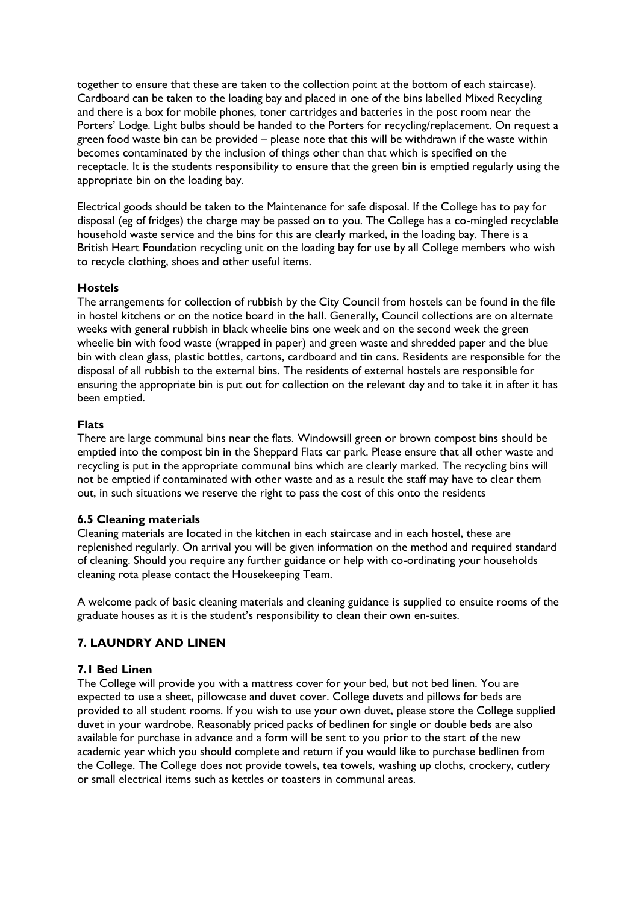together to ensure that these are taken to the collection point at the bottom of each staircase). Cardboard can be taken to the loading bay and placed in one of the bins labelled Mixed Recycling and there is a box for mobile phones, toner cartridges and batteries in the post room near the Porters' Lodge. Light bulbs should be handed to the Porters for recycling/replacement. On request a green food waste bin can be provided – please note that this will be withdrawn if the waste within becomes contaminated by the inclusion of things other than that which is specified on the receptacle. It is the students responsibility to ensure that the green bin is emptied regularly using the appropriate bin on the loading bay.

Electrical goods should be taken to the Maintenance for safe disposal. If the College has to pay for disposal (eg of fridges) the charge may be passed on to you. The College has a co-mingled recyclable household waste service and the bins for this are clearly marked, in the loading bay. There is a British Heart Foundation recycling unit on the loading bay for use by all College members who wish to recycle clothing, shoes and other useful items.

**Hostels**

The arrangements for collection of rubbish by the City Council from hostels can be found in the file in hostel kitchens or on the notice board in the hall. Generally, Council collections are on alternate weeks with general rubbish in black wheelie bins one week and on the second week the green wheelie bin with food waste (wrapped in paper) and green waste and shredded paper and the blue bin with clean glass, plastic bottles, cartons, cardboard and tin cans. Residents are responsible for the disposal of all rubbish to the external bins. The residents of external hostels are responsible for ensuring the appropriate bin is put out for collection on the relevant day and to take it in after it has been emptied.

**Flats**

There are large communal bins near the flats. Windowsill green or brown compost bins should be emptied into the compost bin in the Sheppard Flats car park. Please ensure that all other waste and recycling is put in the appropriate communal bins which are clearly marked. The recycling bins will not be emptied if contaminated with other waste and as a result the staff may have to clear them out, in such situations we reserve the right to pass the cost of this onto the residents

### 6.5 Cleaning materials

Cleaning materials are located in the kitchen in each staircase and in each hostel, these are replenished regularly. On arrival you will be given information on the method and required standard of cleaning. Should you require any further guidance or help with co-ordinating your households cleaning rota please contact the Housekeeping Team.

A welcome pack of basic cleaning materials and cleaning guidance is supplied to ensuite rooms of the graduate houses as it is the student's responsibility to clean their own en-suites.

## 7. LAUNDRY AND LINEN

### 7.1 Bed Linen

The College will provide you with a mattress cover for your bed, but not bed linen. You are expected to use a sheet, pillowcase and duvet cover. College duvets and pillows for beds are provided to all student rooms. If you wish to use your own duvet, please store the College supplied duvet in your wardrobe. Reasonably priced packs of bedlinen for single or double beds are also available for purchase in advance and a form will be sent to you prior to the start of the new academic year which you should complete and return if you would like to purchase bedlinen from the College. The College does not provide towels, tea towels, washing up cloths, crockery, cutlery or small electrical items such as kettles or toasters in communal areas.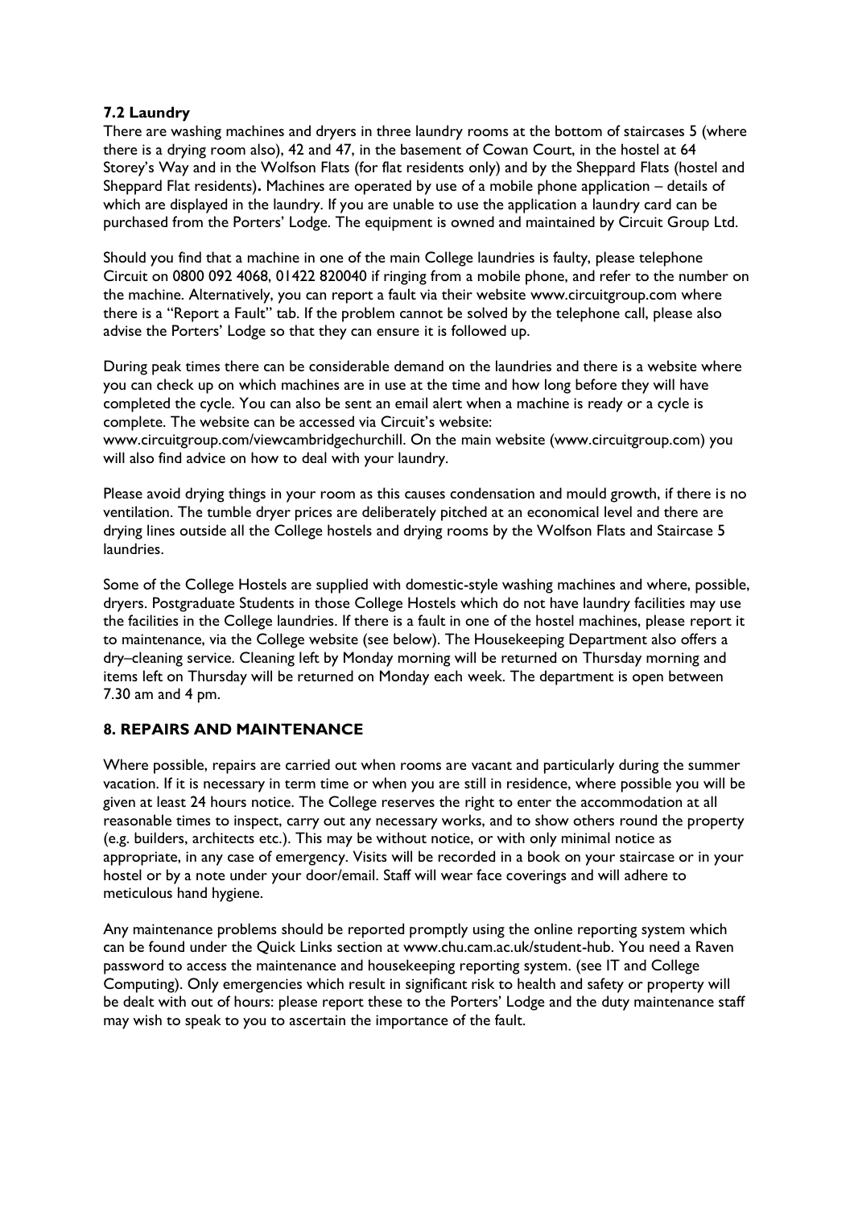### 7.2 Laundry

There are washing machines and dryers in three laundry rooms at the bottom of staircases 5 (where there is a drying room also), 42 and 47, in the basement of Cowan Court, in the hostel at 64 Storey's Way and in the Wolfson Flats (for flat residents only) and by the Sheppard Flats (hostel and Sheppard Flat residents)**.** Machines are operated by use of a mobile phone application – details of which are displayed in the laundry. If you are unable to use the application a laundry card can be purchased from the Porters' Lodge. The equipment is owned and maintained by Circuit Group Ltd.

Should you find that a machine in one of the main College laundries is faulty, please telephone Circuit on 0800 092 4068, 01422 820040 if ringing from a mobile phone, and refer to the number on the machine. Alternatively, you can report a fault via their website www.circuitgroup.com where there is a "Report a Fault" tab. If the problem cannot be solved by the telephone call, please also advise the Porters' Lodge so that they can ensure it is followed up.

During peak times there can be considerable demand on the laundries and there is a website where you can check up on which machines are in use at the time and how long before they will have completed the cycle. You can also be sent an email alert when a machine is ready or a cycle is complete. The website can be accessed via Circuit's website: www.circuitgroup.com/viewcambridgechurchill. On the main website (www.circuitgroup.com) you will also find advice on how to deal with your laundry.

Please avoid drying things in your room as this causes condensation and mould growth, if there is no ventilation. The tumble dryer prices are deliberately pitched at an economical level and there are drying lines outside all the College hostels and drying rooms by the Wolfson Flats and Staircase 5 laundries.

Some of the College Hostels are supplied with domestic-style washing machines and where, possible, dryers. Postgraduate Students in those College Hostels which do not have laundry facilities may use the facilities in the College laundries. If there is a fault in one of the hostel machines, please report it to maintenance, via the College website (see below). The Housekeeping Department also offers a dry–cleaning service. Cleaning left by Monday morning will be returned on Thursday morning and items left on Thursday will be returned on Monday each week. The department is open between 7.30 am and 4 pm.

## 8. REPAIRS AND MAINTENANCE

Where possible, repairs are carried out when rooms are vacant and particularly during the summer vacation. If it is necessary in term time or when you are still in residence, where possible you will be given at least 24 hours notice. The College reserves the right to enter the accommodation at all reasonable times to inspect, carry out any necessary works, and to show others round the property (e.g. builders, architects etc.). This may be without notice, or with only minimal notice as appropriate, in any case of emergency. Visits will be recorded in a book on your staircase or in your hostel or by a note under your door/email. Staff will wear face coverings and will adhere to meticulous hand hygiene.

Any maintenance problems should be reported promptly using the online reporting system which can be found under the Quick Links section at www.chu.cam.ac.uk/student-hub. You need a Raven password to access the maintenance and housekeeping reporting system. (see IT and College Computing). Only emergencies which result in significant risk to health and safety or property will be dealt with out of hours: please report these to the Porters' Lodge and the duty maintenance staff may wish to speak to you to ascertain the importance of the fault.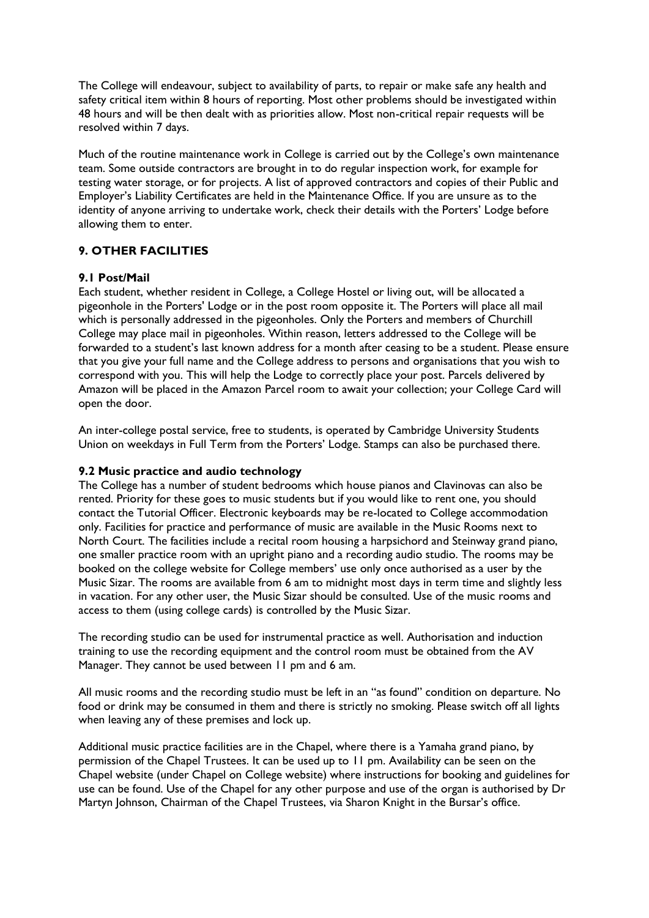The College will endeavour, subject to availability of parts, to repair or make safe any health and safety critical item within 8 hours of reporting. Most other problems should be investigated within 48 hours and will be then dealt with as priorities allow. Most non-critical repair requests will be resolved within 7 days.

Much of the routine maintenance work in College is carried out by the College's own maintenance team. Some outside contractors are brought in to do regular inspection work, for example for testing water storage, or for projects. A list of approved contractors and copies of their Public and Employer's Liability Certificates are held in the Maintenance Office. If you are unsure as to the identity of anyone arriving to undertake work, check their details with the Porters' Lodge before allowing them to enter.

## 9. OTHER FACILITIES

### 9.1 Post/Mail

Each student, whether resident in College, a College Hostel or living out, will be allocated a pigeonhole in the Porters' Lodge or in the post room opposite it. The Porters will place all mail which is personally addressed in the pigeonholes. Only the Porters and members of Churchill College may place mail in pigeonholes. Within reason, letters addressed to the College will be forwarded to a student's last known address for a month after ceasing to be a student. Please ensure that you give your full name and the College address to persons and organisations that you wish to correspond with you. This will help the Lodge to correctly place your post. Parcels delivered by Amazon will be placed in the Amazon Parcel room to await your collection; your College Card will open the door.

An inter-college postal service, free to students, is operated by Cambridge University Students Union on weekdays in Full Term from the Porters' Lodge. Stamps can also be purchased there.

### 9.2 Music practice and audio technology

The College has a number of student bedrooms which house pianos and Clavinovas can also be rented. Priority for these goes to music students but if you would like to rent one, you should contact the Tutorial Officer. Electronic keyboards may be re-located to College accommodation only. Facilities for practice and performance of music are available in the Music Rooms next to North Court. The facilities include a recital room housing a harpsichord and Steinway grand piano, one smaller practice room with an upright piano and a recording audio studio. The rooms may be booked on the college website for College members' use only once authorised as a user by the Music Sizar. The rooms are available from 6 am to midnight most days in term time and slightly less in vacation. For any other user, the Music Sizar should be consulted. Use of the music rooms and access to them (using college cards) is controlled by the Music Sizar.

The recording studio can be used for instrumental practice as well. Authorisation and induction training to use the recording equipment and the control room must be obtained from the AV Manager. They cannot be used between 11 pm and 6 am.

All music rooms and the recording studio must be left in an "as found" condition on departure. No food or drink may be consumed in them and there is strictly no smoking. Please switch off all lights when leaving any of these premises and lock up.

Additional music practice facilities are in the Chapel, where there is a Yamaha grand piano, by permission of the Chapel Trustees. It can be used up to 11 pm. Availability can be seen on the Chapel website (under Chapel on College website) where instructions for booking and guidelines for use can be found. Use of the Chapel for any other purpose and use of the organ is authorised by Dr Martyn Johnson, Chairman of the Chapel Trustees, via Sharon Knight in the Bursar's office.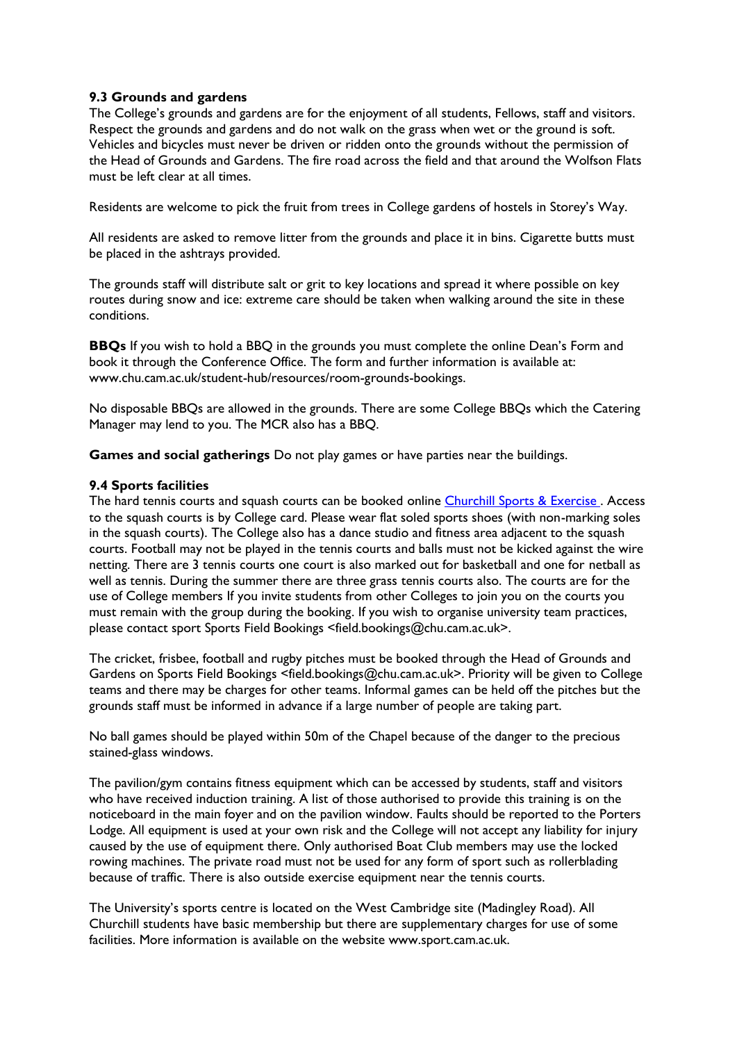### 9.3 Grounds and gardens

The College's grounds and gardens are for the enjoyment of all students, Fellows, staff and visitors. Respect the grounds and gardens and do not walk on the grass when wet or the ground is soft. Vehicles and bicycles must never be driven or ridden onto the grounds without the permission of the Head of Grounds and Gardens. The fire road across the field and that around the Wolfson Flats must be left clear at all times.

Residents are welcome to pick the fruit from trees in College gardens of hostels in Storey's Way.

All residents are asked to remove litter from the grounds and place it in bins. Cigarette butts must be placed in the ashtrays provided.

The grounds staff will distribute salt or grit to key locations and spread it where possible on key routes during snow and ice: extreme care should be taken when walking around the site in these conditions.

**BBQs** If you wish to hold a BBQ in the grounds you must complete the online Dean's Form and book it through the Conference Office. The form and further information is available at: www.chu.cam.ac.uk/student-hub/resources/room-grounds-bookings.

No disposable BBQs are allowed in the grounds. There are some College BBQs which the Catering Manager may lend to you. The MCR also has a BBQ.

**Games and social gatherings** Do not play games or have parties near the buildings.

### 9.4 Sports facilities

The hard tennis courts and squash courts can be booked online [Churchill Sports & Exercise](). Access to the squash courts is by College card. Please wear flat soled sports shoes (with non-marking soles in the squash courts). The College also has a dance studio and fitness area adjacent to the squash courts. Football may not be played in the tennis courts and balls must not be kicked against the wire netting. There are 3 tennis courts one court is also marked out for basketball and one for netball as well as tennis. During the summer there are three grass tennis courts also. The courts are for the use of College members If you invite students from other Colleges to join you on the courts you must remain with the group during the booking. If you wish to organise university team practices, please contact sport Sports Field Bookings <field.bookings@chu.cam.ac.uk>.

The cricket, frisbee, football and rugby pitches must be booked through the Head of Grounds and Gardens on Sports Field Bookings <field.bookings@chu.cam.ac.uk>. Priority will be given to College teams and there may be charges for other teams. Informal games can be held off the pitches but the grounds staff must be informed in advance if a large number of people are taking part.

No ball games should be played within 50m of the Chapel because of the danger to the precious stained-glass windows.

The pavilion/gym contains fitness equipment which can be accessed by students, staff and visitors who have received induction training. A list of those authorised to provide this training is on the noticeboard in the main foyer and on the pavilion window. Faults should be reported to the Porters Lodge. All equipment is used at your own risk and the College will not accept any liability for injury caused by the use of equipment there. Only authorised Boat Club members may use the locked rowing machines. The private road must not be used for any form of sport such as rollerblading because of traffic. There is also outside exercise equipment near the tennis courts.

The University's sports centre is located on the West Cambridge site (Madingley Road). All Churchill students have basic membership but there are supplementary charges for use of some facilities. More information is available on the website www.sport.cam.ac.uk.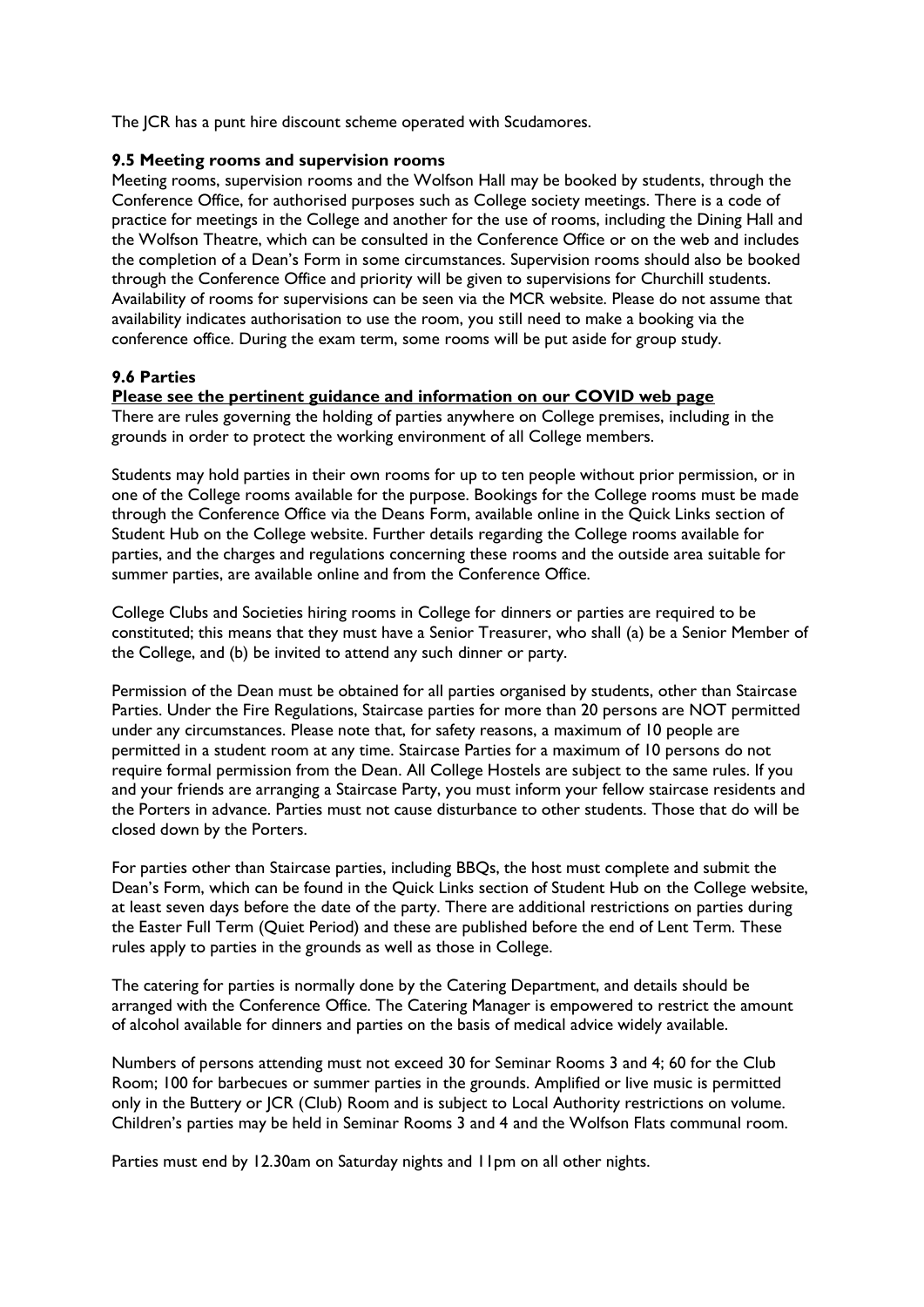The JCR has a punt hire discount scheme operated with Scudamores.

### 9.5 Meeting rooms and supervision rooms

Meeting rooms, supervision rooms and the Wolfson Hall may be booked by students, through the Conference Office, for authorised purposes such as College society meetings. There is a code of practice for meetings in the College and another for the use of rooms, including the Dining Hall and the Wolfson Theatre, which can be consulted in the Conference Office or on the web and includes the completion of a Dean's Form in some circumstances. Supervision rooms should also be booked through the Conference Office and priority will be given to supervisions for Churchill students. Availability of rooms for supervisions can be seen via the MCR website. Please do not assume that availability indicates authorisation to use the room, you still need to make a booking via the conference office. During the exam term, some rooms will be put aside for group study.

### 9.6 Parties

**Please see the pertinent guidance and information on our COVID web page**

There are rules governing the holding of parties anywhere on College premises, including in the grounds in order to protect the working environment of all College members.

Students may hold parties in their own rooms for up to ten people without prior permission, or in one of the College rooms available for the purpose. Bookings for the College rooms must be made through the Conference Office via the Deans Form, available online in the Quick Links section of Student Hub on the College website. Further details regarding the College rooms available for parties, and the charges and regulations concerning these rooms and the outside area suitable for summer parties, are available online and from the Conference Office.

College Clubs and Societies hiring rooms in College for dinners or parties are required to be constituted; this means that they must have a Senior Treasurer, who shall (a) be a Senior Member of the College, and (b) be invited to attend any such dinner or party.

Permission of the Dean must be obtained for all parties organised by students, other than Staircase Parties. Under the Fire Regulations, Staircase parties for more than 20 persons are NOT permitted under any circumstances. Please note that, for safety reasons, a maximum of 10 people are permitted in a student room at any time. Staircase Parties for a maximum of 10 persons do not require formal permission from the Dean. All College Hostels are subject to the same rules. If you and your friends are arranging a Staircase Party, you must inform your fellow staircase residents and the Porters in advance. Parties must not cause disturbance to other students. Those that do will be closed down by the Porters.

For parties other than Staircase parties, including BBQs, the host must complete and submit the Dean's Form, which can be found in the Quick Links section of Student Hub on the College website, at least seven days before the date of the party. There are additional restrictions on parties during the Easter Full Term (Quiet Period) and these are published before the end of Lent Term. These rules apply to parties in the grounds as well as those in College.

The catering for parties is normally done by the Catering Department, and details should be arranged with the Conference Office. The Catering Manager is empowered to restrict the amount of alcohol available for dinners and parties on the basis of medical advice widely available.

Numbers of persons attending must not exceed 30 for Seminar Rooms 3 and 4; 60 for the Club Room; 100 for barbecues or summer parties in the grounds. Amplified or live music is permitted only in the Buttery or JCR (Club) Room and is subject to Local Authority restrictions on volume. Children's parties may be held in Seminar Rooms 3 and 4 and the Wolfson Flats communal room.

Parties must end by 12.30am on Saturday nights and 11pm on all other nights.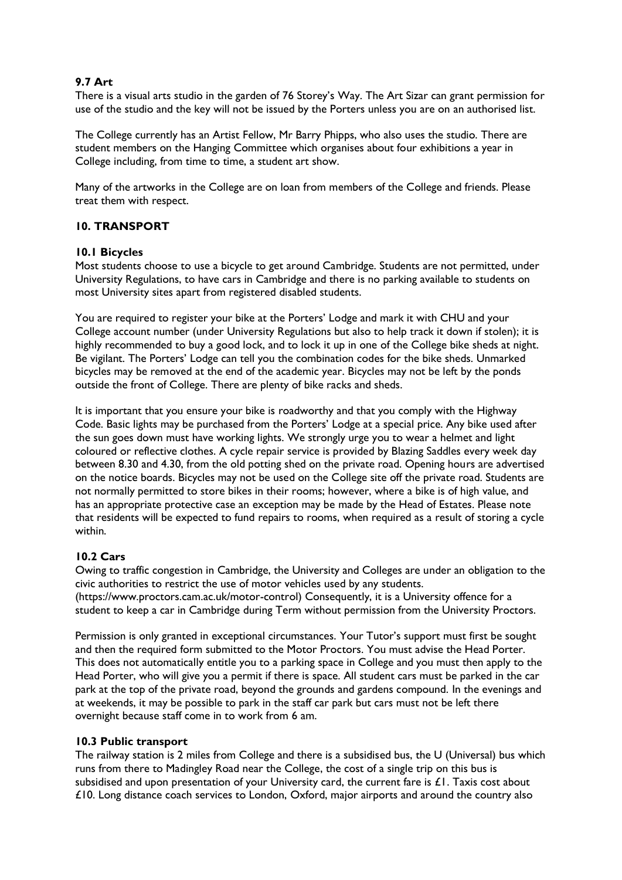### 9.7 Art

There is a visual arts studio in the garden of 76 Storey's Way. The Art Sizar can grant permission for use of the studio and the key will not be issued by the Porters unless you are on an authorised list.

The College currently has an Artist Fellow, Mr Barry Phipps, who also uses the studio. There are student members on the Hanging Committee which organises about four exhibitions a year in College including, from time to time, a student art show.

Many of the artworks in the College are on loan from members of the College and friends. Please treat them with respect.

## 10. TRANSPORT

### 10.1 Bicycles

Most students choose to use a bicycle to get around Cambridge. Students are not permitted, under University Regulations, to have cars in Cambridge and there is no parking available to students on most University sites apart from registered disabled students.

You are required to register your bike at the Porters' Lodge and mark it with CHU and your College account number (under University Regulations but also to help track it down if stolen); it is highly recommended to buy a good lock, and to lock it up in one of the College bike sheds at night. Be vigilant. The Porters' Lodge can tell you the combination codes for the bike sheds. Unmarked bicycles may be removed at the end of the academic year. Bicycles may not be left by the ponds outside the front of College. There are plenty of bike racks and sheds.

It is important that you ensure your bike is roadworthy and that you comply with the Highway Code. Basic lights may be purchased from the Porters' Lodge at a special price. Any bike used after the sun goes down must have working lights. We strongly urge you to wear a helmet and light coloured or reflective clothes. A cycle repair service is provided by Blazing Saddles every week day between 8.30 and 4.30, from the old potting shed on the private road. Opening hours are advertised on the notice boards. Bicycles may not be used on the College site off the private road. Students are not normally permitted to store bikes in their rooms; however, where a bike is of high value, and has an appropriate protective case an exception may be made by the Head of Estates. Please note that residents will be expected to fund repairs to rooms, when required as a result of storing a cycle within.

### 10.2 Cars

Owing to traffic congestion in Cambridge, the University and Colleges are under an obligation to the civic authorities to restrict the use of motor vehicles used by any students. (https://www.proctors.cam.ac.uk/motor-control) Consequently, it is a University offence for a student to keep a car in Cambridge during Term without permission from the University Proctors.

Permission is only granted in exceptional circumstances. Your Tutor's support must first be sought and then the required form submitted to the Motor Proctors. You must advise the Head Porter. This does not automatically entitle you to a parking space in College and you must then apply to the Head Porter, who will give you a permit if there is space. All student cars must be parked in the car park at the top of the private road, beyond the grounds and gardens compound. In the evenings and at weekends, it may be possible to park in the staff car park but cars must not be left there overnight because staff come in to work from 6 am.

### 10.3 Public transport

The railway station is 2 miles from College and there is a subsidised bus, the U (Universal) bus which runs from there to Madingley Road near the College, the cost of a single trip on this bus is subsidised and upon presentation of your University card, the current fare is £1. Taxis cost about £10. Long distance coach services to London, Oxford, major airports and around the country also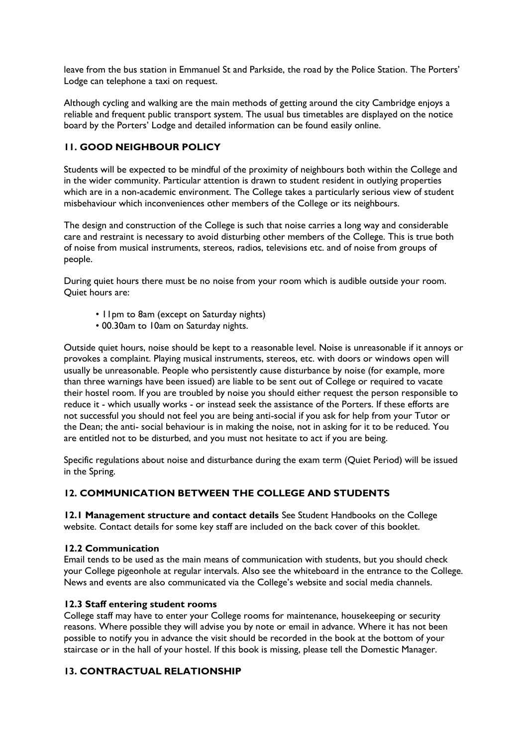leave from the bus station in Emmanuel St and Parkside, the road by the Police Station. The Porters' Lodge can telephone a taxi on request.

Although cycling and walking are the main methods of getting around the city Cambridge enjoys a reliable and frequent public transport system. The usual bus timetables are displayed on the notice board by the Porters' Lodge and detailed information can be found easily online.

## 11. GOOD NEIGHBOUR POLICY

Students will be expected to be mindful of the proximity of neighbours both within the College and in the wider community. Particular attention is drawn to student resident in outlying properties which are in a non-academic environment. The College takes a particularly serious view of student misbehaviour which inconveniences other members of the College or its neighbours.

The design and construction of the College is such that noise carries a long way and considerable care and restraint is necessary to avoid disturbing other members of the College. This is true both of noise from musical instruments, stereos, radios, televisions etc. and of noise from groups of people.

During quiet hours there must be no noise from your room which is audible outside your room. Quiet hours are:

- 11pm to 8am (except on Saturday nights)
- 00.30am to 10am on Saturday nights.

Outside quiet hours, noise should be kept to a reasonable level. Noise is unreasonable if it annoys or provokes a complaint. Playing musical instruments, stereos, etc. with doors or windows open will usually be unreasonable. People who persistently cause disturbance by noise (for example, more than three warnings have been issued) are liable to be sent out of College or required to vacate their hostel room. If you are troubled by noise you should either request the person responsible to reduce it - which usually works - or instead seek the assistance of the Porters. If these efforts are not successful you should not feel you are being anti-social if you ask for help from your Tutor or the Dean; the anti- social behaviour is in making the noise, not in asking for it to be reduced. You are entitled not to be disturbed, and you must not hesitate to act if you are being.

Specific regulations about noise and disturbance during the exam term (Quiet Period) will be issued in the Spring.

## 12. COMMUNICATION BETWEEN THE COLLEGE AND STUDENTS

**12.1 Management structure and contact details** See Student Handbooks on the College website. Contact details for some key staff are included on the back cover of this booklet.

### 12.2 Communication

Email tends to be used as the main means of communication with students, but you should check your College pigeonhole at regular intervals. Also see the whiteboard in the entrance to the College. News and events are also communicated via the College's website and social media channels.

### 12.3 Staff entering student rooms

College staff may have to enter your College rooms for maintenance, housekeeping or security reasons. Where possible they will advise you by note or email in advance. Where it has not been possible to notify you in advance the visit should be recorded in the book at the bottom of your staircase or in the hall of your hostel. If this book is missing, please tell the Domestic Manager.

## 13. CONTRACTUAL RELATIONSHIP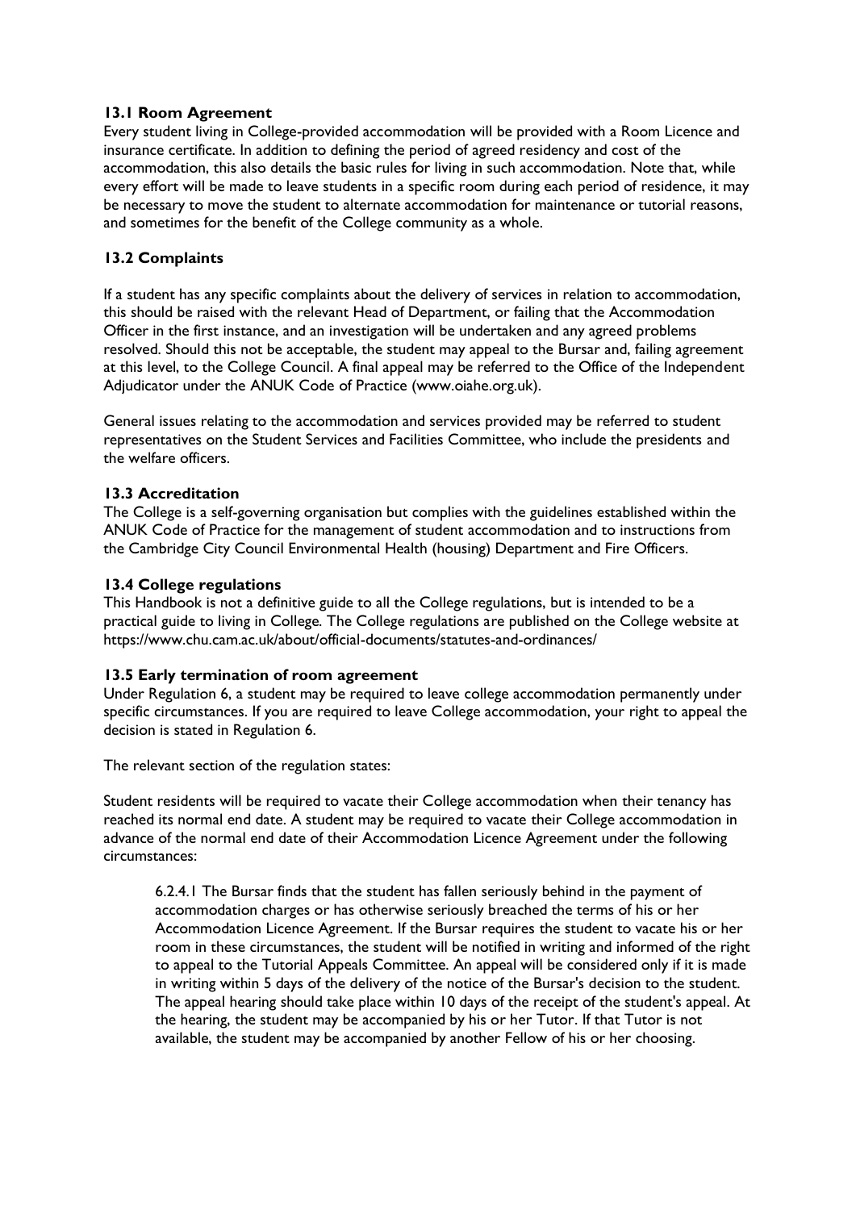### 13.1 Room Agreement

Every student living in College-provided accommodation will be provided with a Room Licence and insurance certificate. In addition to defining the period of agreed residency and cost of the accommodation, this also details the basic rules for living in such accommodation. Note that, while every effort will be made to leave students in a specific room during each period of residence, it may be necessary to move the student to alternate accommodation for maintenance or tutorial reasons, and sometimes for the benefit of the College community as a whole.

### 13.2 Complaints

If a student has any specific complaints about the delivery of services in relation to accommodation, this should be raised with the relevant Head of Department, or failing that the Accommodation Officer in the first instance, and an investigation will be undertaken and any agreed problems resolved. Should this not be acceptable, the student may appeal to the Bursar and, failing agreement at this level, to the College Council. A final appeal may be referred to the Office of the Independent Adjudicator under the ANUK Code of Practice (www.oiahe.org.uk).

General issues relating to the accommodation and services provided may be referred to student representatives on the Student Services and Facilities Committee, who include the presidents and the welfare officers.

### 13.3 Accreditation

The College is a self-governing organisation but complies with the guidelines established within the ANUK Code of Practice for the management of student accommodation and to instructions from the Cambridge City Council Environmental Health (housing) Department and Fire Officers.

### 13.4 College regulations

This Handbook is not a definitive guide to all the College regulations, but is intended to be a practical guide to living in College. The College regulations are published on the College website at https://www.chu.cam.ac.uk/about/official-documents/statutes-and-ordinances/

### 13.5 Early termination of room agreement

Under Regulation 6, a student may be required to leave college accommodation permanently under specific circumstances. If you are required to leave College accommodation, your right to appeal the decision is stated in Regulation 6.

The relevant section of the regulation states:

Student residents will be required to vacate their College accommodation when their tenancy has reached its normal end date. A student may be required to vacate their College accommodation in advance of the normal end date of their Accommodation Licence Agreement under the following circumstances:

> 6.2.4.1 The Bursar finds that the student has fallen seriously behind in the payment of accommodation charges or has otherwise seriously breached the terms of his or her Accommodation Licence Agreement. If the Bursar requires the student to vacate his or her room in these circumstances, the student will be notified in writing and informed of the right to appeal to the Tutorial Appeals Committee. An appeal will be considered only if it is made in writing within 5 days of the delivery of the notice of the Bursar's decision to the student. The appeal hearing should take place within 10 days of the receipt of the student's appeal. At the hearing, the student may be accompanied by his or her Tutor. If that Tutor is not available, the student may be accompanied by another Fellow of his or her choosing.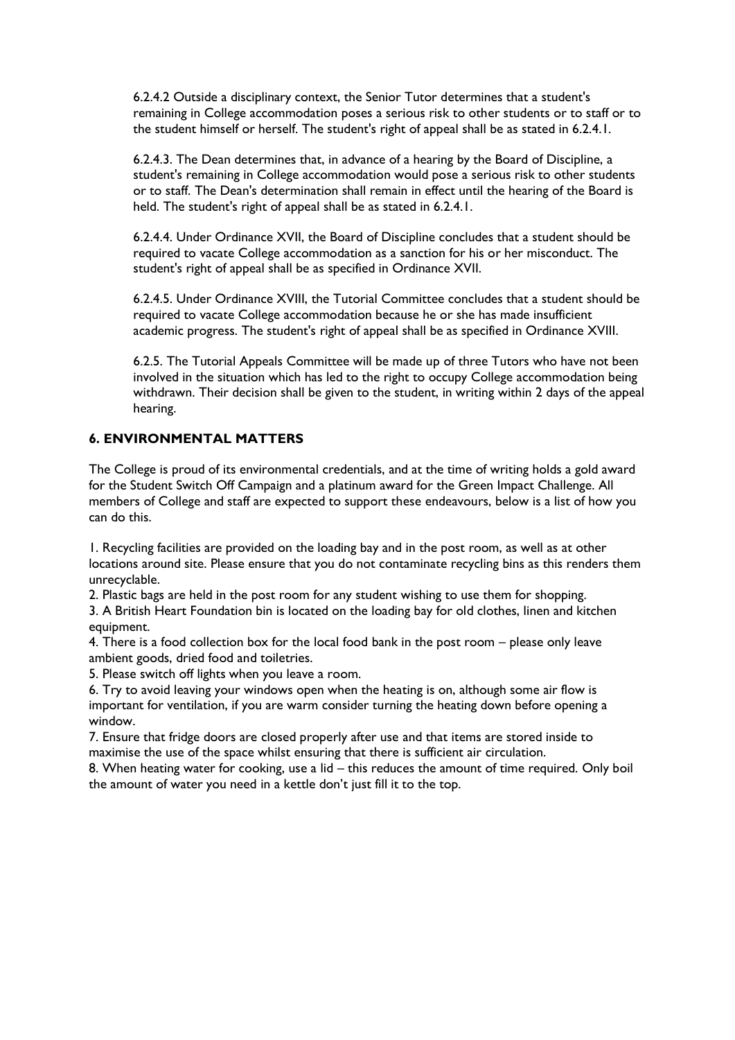6.2.4.2 Outside a disciplinary context, the Senior Tutor determines that a student's remaining in College accommodation poses a serious risk to other students or to staff or to the student himself or herself. The student's right of appeal shall be as stated in 6.2.4.1.

6.2.4.3. The Dean determines that, in advance of a hearing by the Board of Discipline, a student's remaining in College accommodation would pose a serious risk to other students or to staff. The Dean's determination shall remain in effect until the hearing of the Board is held. The student's right of appeal shall be as stated in 6.2.4.1.

6.2.4.4. Under Ordinance XVII, the Board of Discipline concludes that a student should be required to vacate College accommodation as a sanction for his or her misconduct. The student's right of appeal shall be as specified in Ordinance XVII.

6.2.4.5. Under Ordinance XVIII, the Tutorial Committee concludes that a student should be required to vacate College accommodation because he or she has made insufficient academic progress. The student's right of appeal shall be as specified in Ordinance XVIII.

6.2.5. The Tutorial Appeals Committee will be made up of three Tutors who have not been involved in the situation which has led to the right to occupy College accommodation being withdrawn. Their decision shall be given to the student, in writing within 2 days of the appeal hearing.

## 6. ENVIRONMENTAL MATTERS

The College is proud of its environmental credentials, and at the time of writing holds a gold award for the Student Switch Off Campaign and a platinum award for the Green Impact Challenge. All members of College and staff are expected to support these endeavours, below is a list of how you can do this.

1. Recycling facilities are provided on the loading bay and in the post room, as well as at other locations around site. Please ensure that you do not contaminate recycling bins as this renders them unrecyclable.
2. Plastic bags are held in the post room for any student wishing to use them for shopping.
3. A British Heart Foundation bin is located on the loading bay for old clothes, linen and kitchen equipment.
4. There is a food collection box for the local food bank in the post room – please only leave ambient goods, dried food and toiletries.
5. Please switch off lights when you leave a room.
6. Try to avoid leaving your windows open when the heating is on, although some air flow is important for ventilation, if you are warm consider turning the heating down before opening a window.
7. Ensure that fridge doors are closed properly after use and that items are stored inside to maximise the use of the space whilst ensuring that there is sufficient air circulation.
8. When heating water for cooking, use a lid – this reduces the amount of time required. Only boil the amount of water you need in a kettle don't just fill it to the top.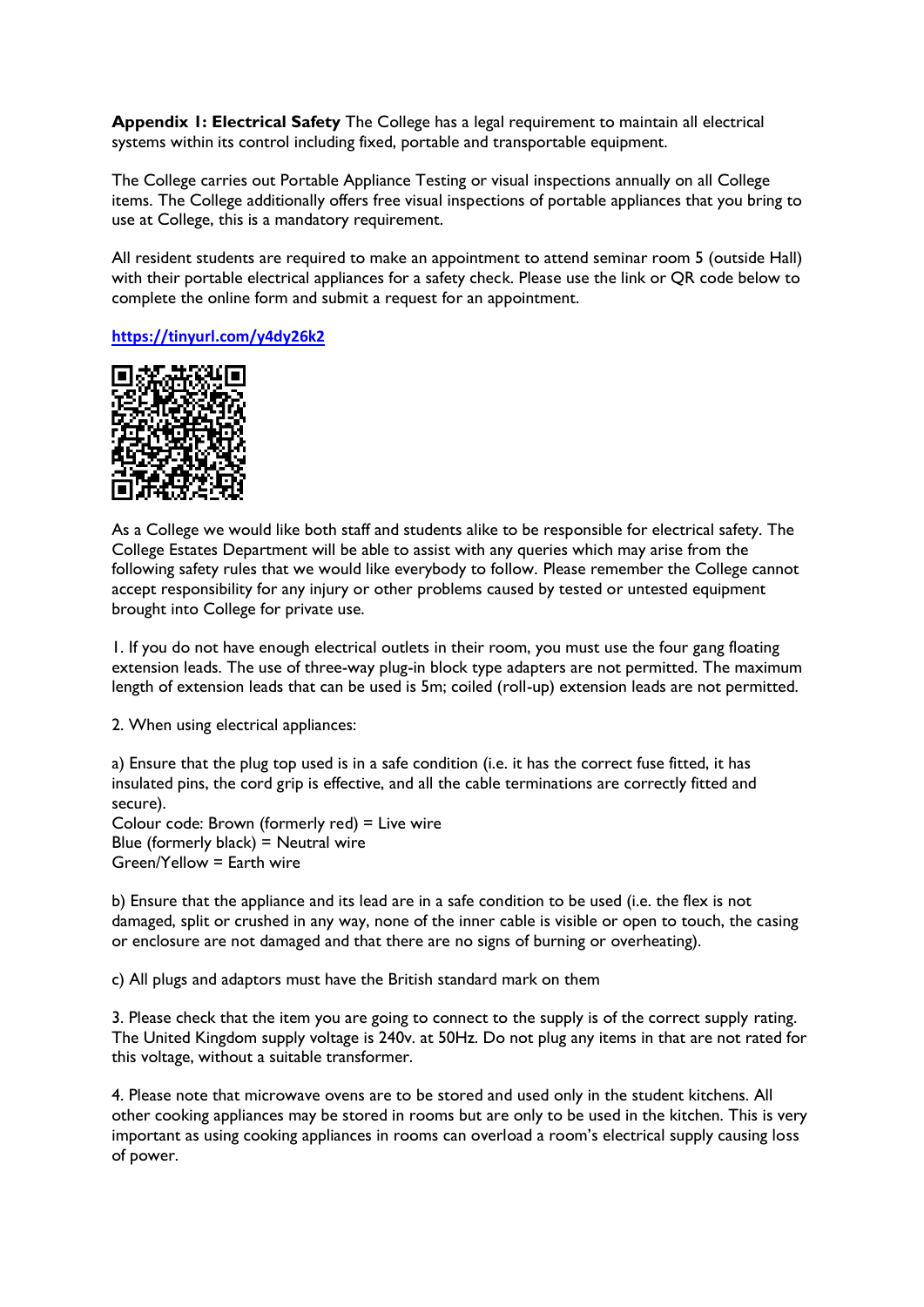**Appendix 1: Electrical Safety** The College has a legal requirement to maintain all electrical systems within its control including fixed, portable and transportable equipment.

The College carries out Portable Appliance Testing or visual inspections annually on all College items. The College additionally offers free visual inspections of portable appliances that you bring to use at College, this is a mandatory requirement.

All resident students are required to make an appointment to attend seminar room 5 (outside Hall) with their portable electrical appliances for a safety check. Please use the link or QR code below to complete the online form and submit a request for an appointment.

[https://tinyurl.com/y4dy26k2](https://tinyurl.com/y4dy26k2)

As a College we would like both staff and students alike to be responsible for electrical safety. The College Estates Department will be able to assist with any queries which may arise from the following safety rules that we would like everybody to follow. Please remember the College cannot accept responsibility for any injury or other problems caused by tested or untested equipment brought into College for private use.

1. If you do not have enough electrical outlets in their room, you must use the four gang floating extension leads. The use of three-way plug-in block type adapters are not permitted. The maximum length of extension leads that can be used is 5m; coiled (roll-up) extension leads are not permitted.

2. When using electrical appliances:

a) Ensure that the plug top used is in a safe condition (i.e. it has the correct fuse fitted, it has insulated pins, the cord grip is effective, and all the cable terminations are correctly fitted and secure).
Colour code: Brown (formerly red) = Live wire
Blue (formerly black) = Neutral wire
Green/Yellow = Earth wire

b) Ensure that the appliance and its lead are in a safe condition to be used (i.e. the flex is not damaged, split or crushed in any way, none of the inner cable is visible or open to touch, the casing or enclosure are not damaged and that there are no signs of burning or overheating).

c) All plugs and adaptors must have the British standard mark on them

3. Please check that the item you are going to connect to the supply is of the correct supply rating. The United Kingdom supply voltage is 240v. at 50Hz. Do not plug any items in that are not rated for this voltage, without a suitable transformer.

4. Please note that microwave ovens are to be stored and used only in the student kitchens. All other cooking appliances may be stored in rooms but are only to be used in the kitchen. This is very important as using cooking appliances in rooms can overload a room's electrical supply causing loss of power.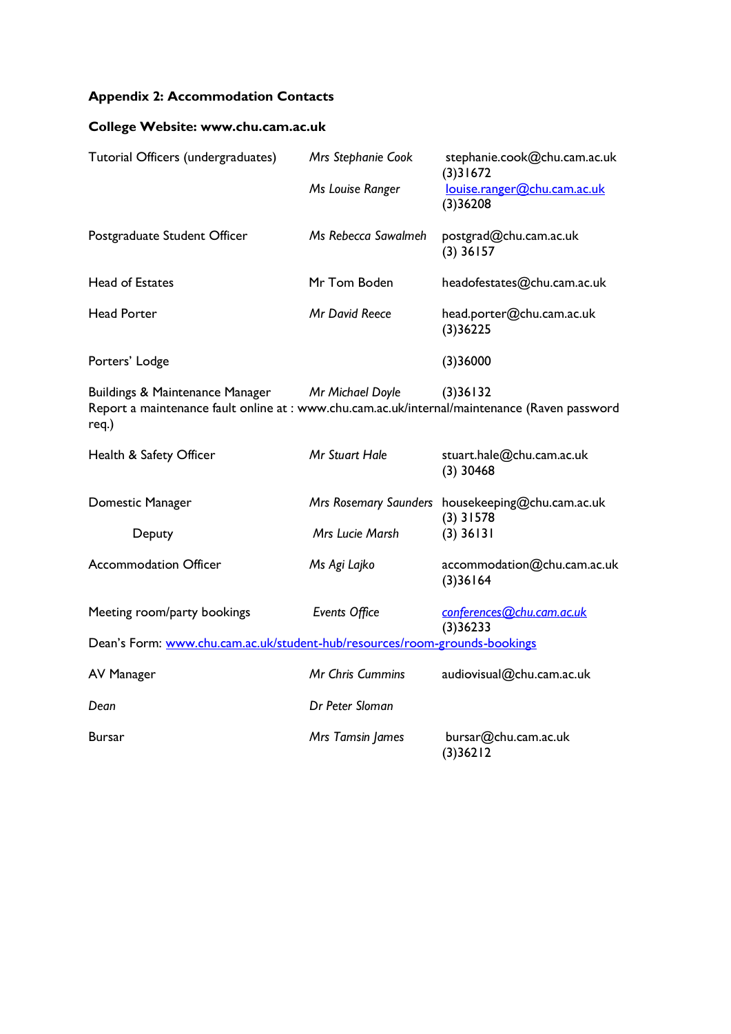**Appendix 2: Accommodation Contacts**

**College Website: www.chu.cam.ac.uk**

| | | |
|---|---|---|
| Tutorial Officers (undergraduates) | *Mrs Stephanie Cook* | stephanie.cook@chu.cam.ac.uk (3)31672 |
| | *Ms Louise Ranger* | louise.ranger@chu.cam.ac.uk (3)36208 |
| Postgraduate Student Officer | *Ms Rebecca Sawalmeh* | postgrad@chu.cam.ac.uk (3) 36157 |
| Head of Estates | Mr Tom Boden | headofestates@chu.cam.ac.uk |
| Head Porter | *Mr David Reece* | head.porter@chu.cam.ac.uk (3)36225 |
| Porters' Lodge | | (3)36000 |
| Buildings & Maintenance Manager | *Mr Michael Doyle* | (3)36132 |

Report a maintenance fault online at : www.chu.cam.ac.uk/internal/maintenance (Raven password req.)

| | | |
|---|---|---|
| Health & Safety Officer | *Mr Stuart Hale* | stuart.hale@chu.cam.ac.uk (3) 30468 |
| Domestic Manager | *Mrs Rosemary Saunders* | housekeeping@chu.cam.ac.uk (3) 31578 |
| Deputy | *Mrs Lucie Marsh* | (3) 36131 |
| Accommodation Officer | *Ms Agi Lajko* | accommodation@chu.cam.ac.uk (3)36164 |
| Meeting room/party bookings | *Events Office* | *conferences@chu.cam.ac.uk* (3)36233 |

Dean's Form: www.chu.cam.ac.uk/student-hub/resources/room-grounds-bookings

| | | |
|---|---|---|
| AV Manager | *Mr Chris Cummins* | audiovisual@chu.cam.ac.uk |
| *Dean* | *Dr Peter Sloman* | |
| Bursar | *Mrs Tamsin James* | bursar@chu.cam.ac.uk (3)36212 |